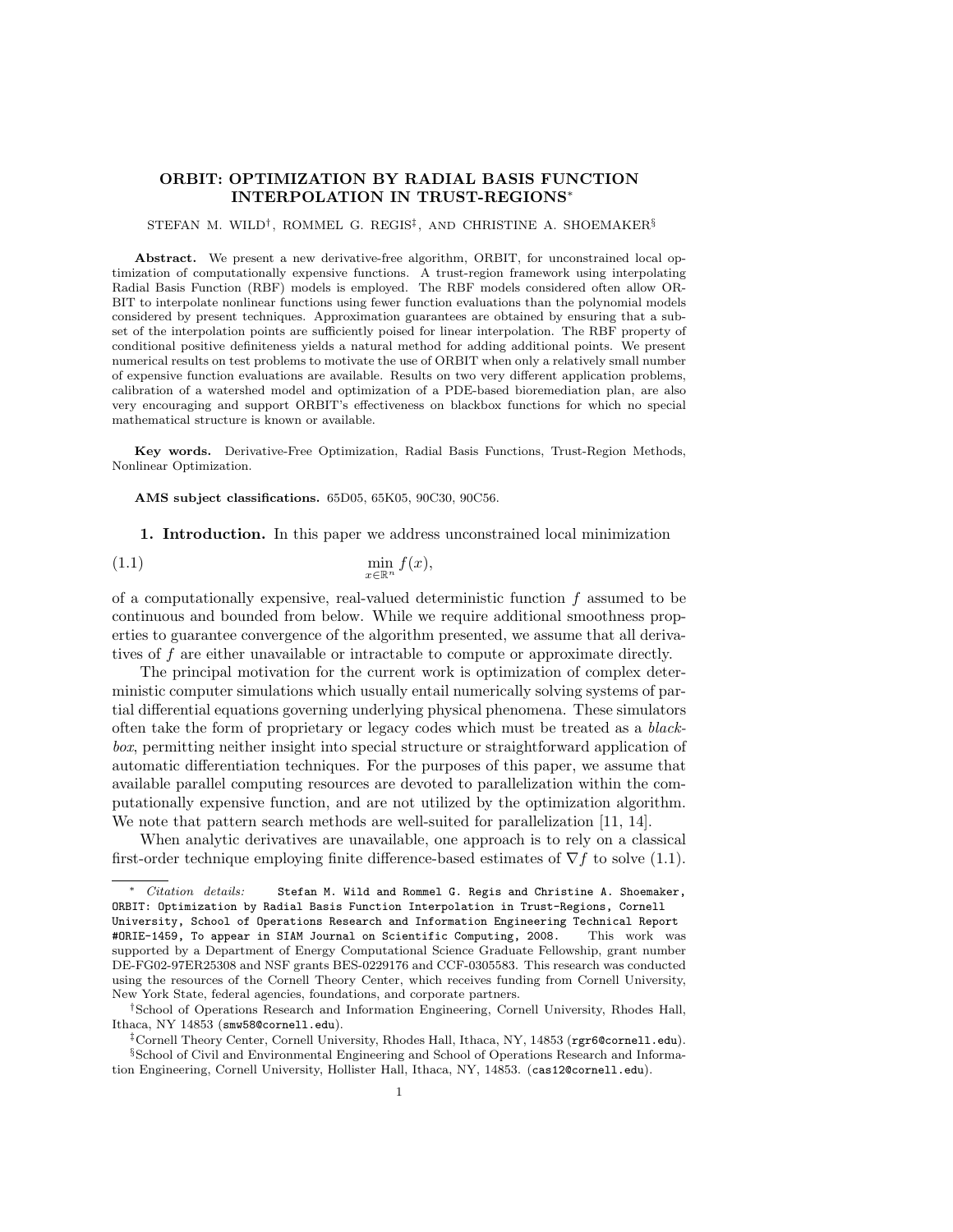# ORBIT: OPTIMIZATION BY RADIAL BASIS FUNCTION INTERPOLATION IN TRUST-REGIONS*

STEFAN M. WILD†, ROMMEL G. REGIS‡, AND CHRISTINE A. SHOEMAKER§

**Abstract.** We present a new derivative-free algorithm, ORBIT, for unconstrained local optimization of computationally expensive functions. A trust-region framework using interpolating Radial Basis Function (RBF) models is employed. The RBF models considered often allow ORBIT to interpolate nonlinear functions using fewer function evaluations than the polynomial models considered by present techniques. Approximation guarantees are obtained by ensuring that a subset of the interpolation points are sufficiently poised for linear interpolation. The RBF property of conditional positive definiteness yields a natural method for adding additional points. We present numerical results on test problems to motivate the use of ORBIT when only a relatively small number of expensive function evaluations are available. Results on two very different application problems, calibration of a watershed model and optimization of a PDE-based bioremediation plan, are also very encouraging and support ORBIT's effectiveness on blackbox functions for which no special mathematical structure is known or available.

**Key words.** Derivative-Free Optimization, Radial Basis Functions, Trust-Region Methods, Nonlinear Optimization.

**AMS subject classifications.** 65D05, 65K05, 90C30, 90C56.

## 1. Introduction.

In this paper we address unconstrained local minimization

$$\min_{x \in \mathbb{R}^n} f(x), \tag{1.1}$$

of a computationally expensive, real-valued deterministic function $f$ assumed to be continuous and bounded from below. While we require additional smoothness properties to guarantee convergence of the algorithm presented, we assume that all derivatives of $f$ are either unavailable or intractable to compute or approximate directly.

The principal motivation for the current work is optimization of complex deterministic computer simulations which usually entail numerically solving systems of partial differential equations governing underlying physical phenomena. These simulators often take the form of proprietary or legacy codes which must be treated as a *blackbox*, permitting neither insight into special structure or straightforward application of automatic differentiation techniques. For the purposes of this paper, we assume that available parallel computing resources are devoted to parallelization within the computationally expensive function, and are not utilized by the optimization algorithm. We note that pattern search methods are well-suited for parallelization [11, 14].

When analytic derivatives are unavailable, one approach is to rely on a classical first-order technique employing finite difference-based estimates of $\nabla f$ to solve (1.1).

---

\* *Citation details:* `Stefan M. Wild and Rommel G. Regis and Christine A. Shoemaker, ORBIT: Optimization by Radial Basis Function Interpolation in Trust-Regions, Cornell University, School of Operations Research and Information Engineering Technical Report #ORIE-1459, To appear in SIAM Journal on Scientific Computing, 2008.` This work was supported by a Department of Energy Computational Science Graduate Fellowship, grant number DE-FG02-97ER25308 and NSF grants BES-0229176 and CCF-0305583. This research was conducted using the resources of the Cornell Theory Center, which receives funding from Cornell University, New York State, federal agencies, foundations, and corporate partners.

† School of Operations Research and Information Engineering, Cornell University, Rhodes Hall, Ithaca, NY 14853 (`smw58@cornell.edu`).

‡ Cornell Theory Center, Cornell University, Rhodes Hall, Ithaca, NY, 14853 (`rgr6@cornell.edu`).

§ School of Civil and Environmental Engineering and School of Operations Research and Information Engineering, Cornell University, Hollister Hall, Ithaca, NY, 14853. (`cas12@cornell.edu`).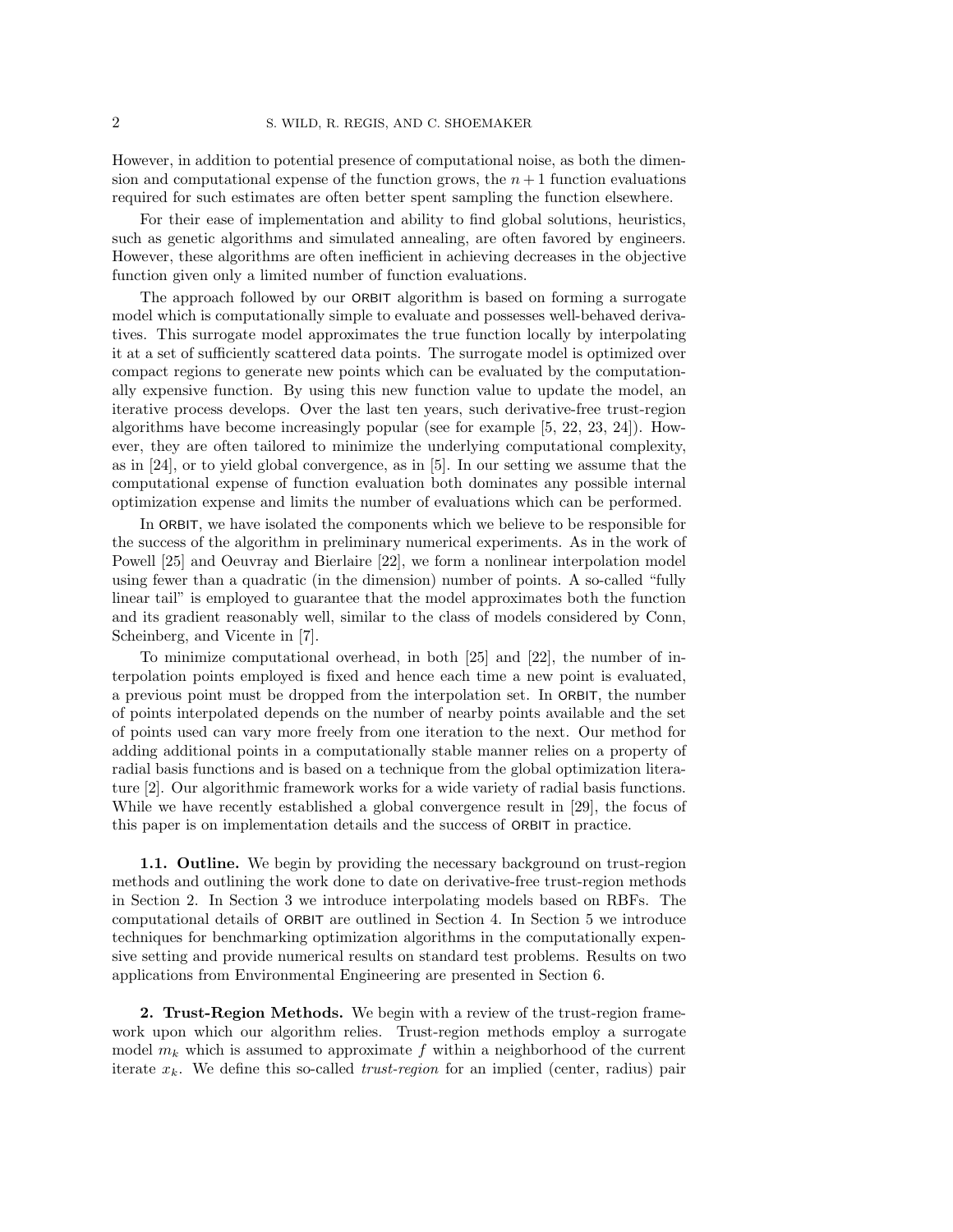However, in addition to potential presence of computational noise, as both the dimension and computational expense of the function grows, the $n+1$ function evaluations required for such estimates are often better spent sampling the function elsewhere.

For their ease of implementation and ability to find global solutions, heuristics, such as genetic algorithms and simulated annealing, are often favored by engineers. However, these algorithms are often inefficient in achieving decreases in the objective function given only a limited number of function evaluations.

The approach followed by our ORBIT algorithm is based on forming a surrogate model which is computationally simple to evaluate and possesses well-behaved derivatives. This surrogate model approximates the true function locally by interpolating it at a set of sufficiently scattered data points. The surrogate model is optimized over compact regions to generate new points which can be evaluated by the computationally expensive function. By using this new function value to update the model, an iterative process develops. Over the last ten years, such derivative-free trust-region algorithms have become increasingly popular (see for example [5, 22, 23, 24]). However, they are often tailored to minimize the underlying computational complexity, as in [24], or to yield global convergence, as in [5]. In our setting we assume that the computational expense of function evaluation both dominates any possible internal optimization expense and limits the number of evaluations which can be performed.

In ORBIT, we have isolated the components which we believe to be responsible for the success of the algorithm in preliminary numerical experiments. As in the work of Powell [25] and Oeuvray and Bierlaire [22], we form a nonlinear interpolation model using fewer than a quadratic (in the dimension) number of points. A so-called "fully linear tail" is employed to guarantee that the model approximates both the function and its gradient reasonably well, similar to the class of models considered by Conn, Scheinberg, and Vicente in [7].

To minimize computational overhead, in both [25] and [22], the number of interpolation points employed is fixed and hence each time a new point is evaluated, a previous point must be dropped from the interpolation set. In ORBIT, the number of points interpolated depends on the number of nearby points available and the set of points used can vary more freely from one iteration to the next. Our method for adding additional points in a computationally stable manner relies on a property of radial basis functions and is based on a technique from the global optimization literature [2]. Our algorithmic framework works for a wide variety of radial basis functions. While we have recently established a global convergence result in [29], the focus of this paper is on implementation details and the success of ORBIT in practice.

### 1.1. Outline.

We begin by providing the necessary background on trust-region methods and outlining the work done to date on derivative-free trust-region methods in Section 2. In Section 3 we introduce interpolating models based on RBFs. The computational details of ORBIT are outlined in Section 4. In Section 5 we introduce techniques for benchmarking optimization algorithms in the computationally expensive setting and provide numerical results on standard test problems. Results on two applications from Environmental Engineering are presented in Section 6.

## 2. Trust-Region Methods.

We begin with a review of the trust-region framework upon which our algorithm relies. Trust-region methods employ a surrogate model $m_k$ which is assumed to approximate $f$ within a neighborhood of the current iterate $x_k$. We define this so-called *trust-region* for an implied (center, radius) pair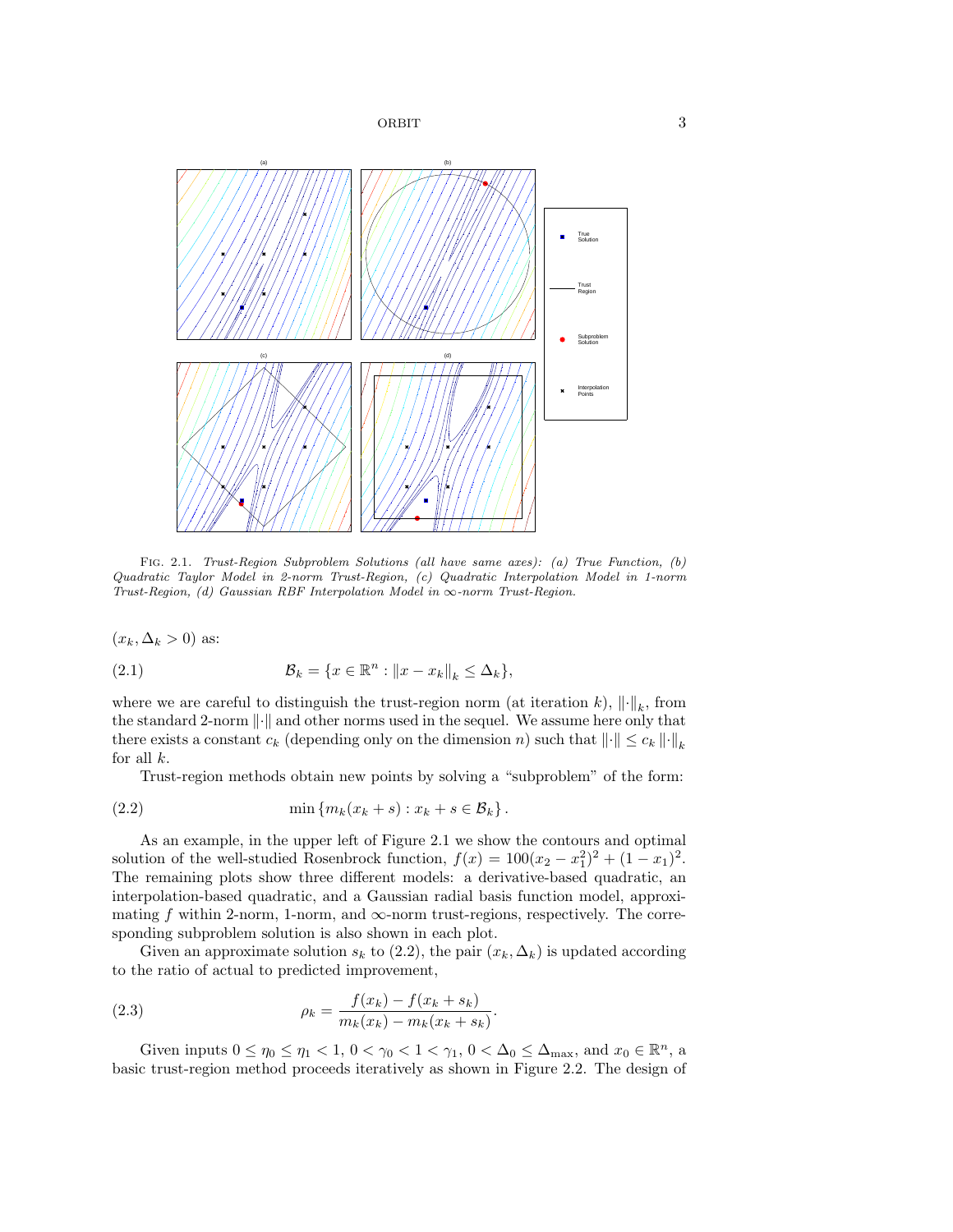FIG. 2.1. *Trust-Region Subproblem Solutions (all have same axes): (a) True Function, (b) Quadratic Taylor Model in 2-norm Trust-Region, (c) Quadratic Interpolation Model in 1-norm Trust-Region, (d) Gaussian RBF Interpolation Model in $\infty$-norm Trust-Region.*

$(x_k, \Delta_k > 0)$ as:

$$\mathcal{B}_k = \{x \in \mathbb{R}^n : \|x - x_k\|_k \leq \Delta_k\}, \tag{2.1}$$

where we are careful to distinguish the trust-region norm (at iteration $k$), $\|\cdot\|_k$, from the standard 2-norm $\|\cdot\|$ and other norms used in the sequel. We assume here only that there exists a constant $c_k$ (depending only on the dimension $n$) such that $\|\cdot\| \leq c_k \|\cdot\|_k$ for all $k$.

Trust-region methods obtain new points by solving a "subproblem" of the form:

$$\min \left\{ m_k(x_k + s) : x_k + s \in \mathcal{B}_k \right\}. \tag{2.2}$$

As an example, in the upper left of Figure 2.1 we show the contours and optimal solution of the well-studied Rosenbrock function, $f(x) = 100(x_2 - x_1^2)^2 + (1 - x_1)^2$. The remaining plots show three different models: a derivative-based quadratic, an interpolation-based quadratic, and a Gaussian radial basis function model, approximating $f$ within 2-norm, 1-norm, and $\infty$-norm trust-regions, respectively. The corresponding subproblem solution is also shown in each plot.

Given an approximate solution $s_k$ to (2.2), the pair $(x_k, \Delta_k)$ is updated according to the ratio of actual to predicted improvement,

$$\rho_k = \frac{f(x_k) - f(x_k + s_k)}{m_k(x_k) - m_k(x_k + s_k)}. \tag{2.3}$$

Given inputs $0 \leq \eta_0 \leq \eta_1 < 1$, $0 < \gamma_0 < 1 < \gamma_1$, $0 < \Delta_0 \leq \Delta_{\max}$, and $x_0 \in \mathbb{R}^n$, a basic trust-region method proceeds iteratively as shown in Figure 2.2. The design of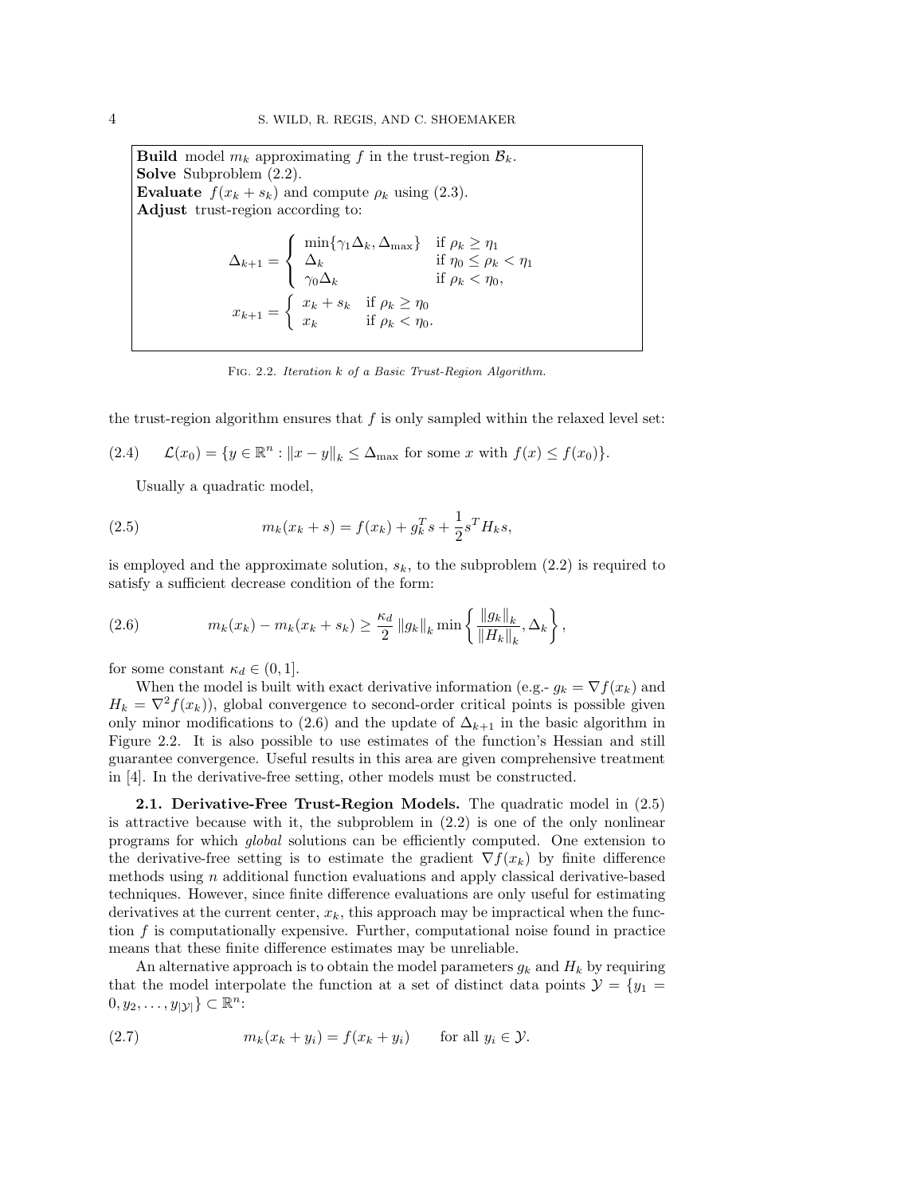**Build** model $m_k$ approximating $f$ in the trust-region $\mathcal{B}_k$.
**Solve** Subproblem (2.2).
**Evaluate** $f(x_k + s_k)$ and compute $\rho_k$ using (2.3).
**Adjust** trust-region according to:

$$\Delta_{k+1} = \begin{cases} \min\{\gamma_1 \Delta_k, \Delta_{\max}\} & \text{if } \rho_k \geq \eta_1 \\ \Delta_k & \text{if } \eta_0 \leq \rho_k < \eta_1 \\ \gamma_0 \Delta_k & \text{if } \rho_k < \eta_0, \end{cases}$$

$$x_{k+1} = \begin{cases} x_k + s_k & \text{if } \rho_k \geq \eta_0 \\ x_k & \text{if } \rho_k < \eta_0. \end{cases}$$

Fig. 2.2. *Iteration k of a Basic Trust-Region Algorithm.*

the trust-region algorithm ensures that $f$ is only sampled within the relaxed level set:

$$\mathcal{L}(x_0) = \{y \in \mathbb{R}^n : \|x - y\|_k \leq \Delta_{\max} \text{ for some } x \text{ with } f(x) \leq f(x_0)\}. \tag{2.4}$$

Usually a quadratic model,

$$m_k(x_k + s) = f(x_k) + g_k^T s + \frac{1}{2} s^T H_k s, \tag{2.5}$$

is employed and the approximate solution, $s_k$, to the subproblem (2.2) is required to satisfy a sufficient decrease condition of the form:

$$m_k(x_k) - m_k(x_k + s_k) \geq \frac{\kappa_d}{2} \|g_k\|_k \min\left\{ \frac{\|g_k\|_k}{\|H_k\|_k}, \Delta_k \right\}, \tag{2.6}$$

for some constant $\kappa_d \in (0, 1]$.

When the model is built with exact derivative information (e.g.- $g_k = \nabla f(x_k)$ and $H_k = \nabla^2 f(x_k)$), global convergence to second-order critical points is possible given only minor modifications to (2.6) and the update of $\Delta_{k+1}$ in the basic algorithm in Figure 2.2. It is also possible to use estimates of the function's Hessian and still guarantee convergence. Useful results in this area are given comprehensive treatment in [4]. In the derivative-free setting, other models must be constructed.

### 2.1. Derivative-Free Trust-Region Models.

The quadratic model in (2.5) is attractive because with it, the subproblem in (2.2) is one of the only nonlinear programs for which *global* solutions can be efficiently computed. One extension to the derivative-free setting is to estimate the gradient $\nabla f(x_k)$ by finite difference methods using $n$ additional function evaluations and apply classical derivative-based techniques. However, since finite difference evaluations are only useful for estimating derivatives at the current center, $x_k$, this approach may be impractical when the function $f$ is computationally expensive. Further, computational noise found in practice means that these finite difference estimates may be unreliable.

An alternative approach is to obtain the model parameters $g_k$ and $H_k$ by requiring that the model interpolate the function at a set of distinct data points $\mathcal{Y} = \{y_1 = 0, y_2, \ldots, y_{|\mathcal{Y}|}\} \subset \mathbb{R}^n$:

$$m_k(x_k + y_i) = f(x_k + y_i) \qquad \text{for all } y_i \in \mathcal{Y}. \tag{2.7}$$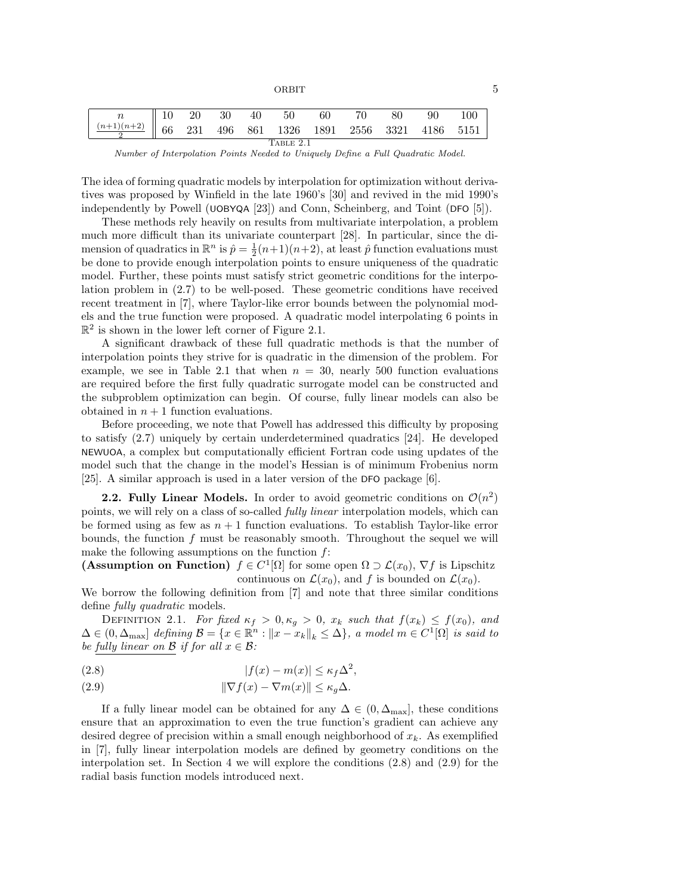| $n$ | 10 | 20 | 30 | 40 | 50 | 60 | 70 | 80 | 90 | 100 |
|---|---|---|---|---|---|---|---|---|---|---|
| $\frac{(n+1)(n+2)}{2}$ | 66 | 231 | 496 | 861 | 1326 | 1891 | 2556 | 3321 | 4186 | 5151 |

TABLE 2.1

*Number of Interpolation Points Needed to Uniquely Define a Full Quadratic Model.*

The idea of forming quadratic models by interpolation for optimization without derivatives was proposed by Winfield in the late 1960's [30] and revived in the mid 1990's independently by Powell (UOBYQA [23]) and Conn, Scheinberg, and Toint (DFO [5]).

These methods rely heavily on results from multivariate interpolation, a problem much more difficult than its univariate counterpart [28]. In particular, since the dimension of quadratics in $\mathbb{R}^n$ is $\hat{p} = \frac{1}{2}(n+1)(n+2)$, at least $\hat{p}$ function evaluations must be done to provide enough interpolation points to ensure uniqueness of the quadratic model. Further, these points must satisfy strict geometric conditions for the interpolation problem in (2.7) to be well-posed. These geometric conditions have received recent treatment in [7], where Taylor-like error bounds between the polynomial models and the true function were proposed. A quadratic model interpolating 6 points in $\mathbb{R}^2$ is shown in the lower left corner of Figure 2.1.

A significant drawback of these full quadratic methods is that the number of interpolation points they strive for is quadratic in the dimension of the problem. For example, we see in Table 2.1 that when $n = 30$, nearly 500 function evaluations are required before the first fully quadratic surrogate model can be constructed and the subproblem optimization can begin. Of course, fully linear models can also be obtained in $n + 1$ function evaluations.

Before proceeding, we note that Powell has addressed this difficulty by proposing to satisfy (2.7) uniquely by certain underdetermined quadratics [24]. He developed NEWUOA, a complex but computationally efficient Fortran code using updates of the model such that the change in the model's Hessian is of minimum Frobenius norm [25]. A similar approach is used in a later version of the DFO package [6].

**2.2. Fully Linear Models.** In order to avoid geometric conditions on $\mathcal{O}(n^2)$ points, we will rely on a class of so-called *fully linear* interpolation models, which can be formed using as few as $n + 1$ function evaluations. To establish Taylor-like error bounds, the function $f$ must be reasonably smooth. Throughout the sequel we will make the following assumptions on the function $f$:

**(Assumption on Function)** $f \in C^1[\Omega]$ for some open $\Omega \supset \mathcal{L}(x_0)$, $\nabla f$ is Lipschitz continuous on $\mathcal{L}(x_0)$, and $f$ is bounded on $\mathcal{L}(x_0)$.

We borrow the following definition from [7] and note that three similar conditions define *fully quadratic* models.

DEFINITION 2.1. *For fixed $\kappa_f > 0, \kappa_g > 0$, $x_k$ such that $f(x_k) \leq f(x_0)$, and $\Delta \in (0, \Delta_{\max}]$ defining $\mathcal{B} = \{x \in \mathbb{R}^n : \|x - x_k\|_k \leq \Delta\}$, a model $m \in C^1[\Omega]$ is said to be fully linear on $\mathcal{B}$ if for all $x \in \mathcal{B}$:*

$$|f(x) - m(x)| \leq \kappa_f \Delta^2, \tag{2.8}$$

$$\|\nabla f(x) - \nabla m(x)\| \leq \kappa_g \Delta. \tag{2.9}$$

If a fully linear model can be obtained for any $\Delta \in (0, \Delta_{\max}]$, these conditions ensure that an approximation to even the true function's gradient can achieve any desired degree of precision within a small enough neighborhood of $x_k$. As exemplified in [7], fully linear interpolation models are defined by geometry conditions on the interpolation set. In Section 4 we will explore the conditions (2.8) and (2.9) for the radial basis function models introduced next.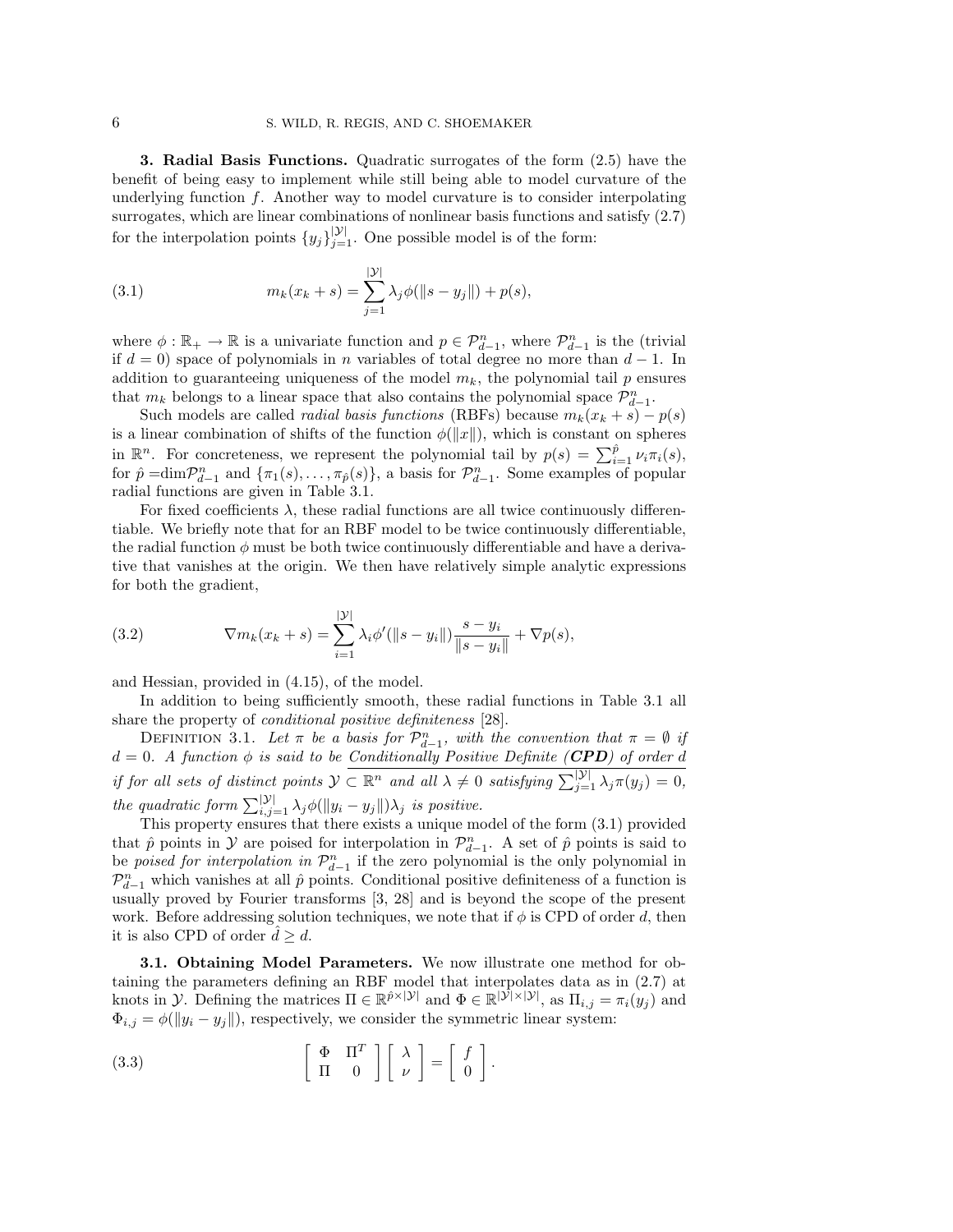## 3. Radial Basis Functions.

Quadratic surrogates of the form (2.5) have the benefit of being easy to implement while still being able to model curvature of the underlying function $f$. Another way to model curvature is to consider interpolating surrogates, which are linear combinations of nonlinear basis functions and satisfy (2.7) for the interpolation points $\{y_j\}_{j=1}^{|\mathcal{Y}|}$. One possible model is of the form:

$$m_k(x_k + s) = \sum_{j=1}^{|\mathcal{Y}|} \lambda_j \phi(\|s - y_j\|) + p(s), \tag{3.1}$$

where $\phi : \mathbb{R}_+ \to \mathbb{R}$ is a univariate function and $p \in \mathcal{P}_{d-1}^n$, where $\mathcal{P}_{d-1}^n$ is the (trivial if $d = 0$) space of polynomials in $n$ variables of total degree no more than $d - 1$. In addition to guaranteeing uniqueness of the model $m_k$, the polynomial tail $p$ ensures that $m_k$ belongs to a linear space that also contains the polynomial space $\mathcal{P}_{d-1}^n$.

Such models are called *radial basis functions* (RBFs) because $m_k(x_k + s) - p(s)$ is a linear combination of shifts of the function $\phi(\|x\|)$, which is constant on spheres in $\mathbb{R}^n$. For concreteness, we represent the polynomial tail by $p(s) = \sum_{i=1}^{\hat{p}} \nu_i \pi_i(s)$, for $\hat{p} = \dim \mathcal{P}_{d-1}^n$ and $\{\pi_1(s), \ldots, \pi_{\hat{p}}(s)\}$, a basis for $\mathcal{P}_{d-1}^n$. Some examples of popular radial functions are given in Table 3.1.

For fixed coefficients $\lambda$, these radial functions are all twice continuously differentiable. We briefly note that for an RBF model to be twice continuously differentiable, the radial function $\phi$ must be both twice continuously differentiable and have a derivative that vanishes at the origin. We then have relatively simple analytic expressions for both the gradient,

$$\nabla m_k(x_k + s) = \sum_{i=1}^{|\mathcal{Y}|} \lambda_i \phi'(\|s - y_i\|) \frac{s - y_i}{\|s - y_i\|} + \nabla p(s), \tag{3.2}$$

and Hessian, provided in (4.15), of the model.

In addition to being sufficiently smooth, these radial functions in Table 3.1 all share the property of *conditional positive definiteness* [28].

Definition 3.1. *Let $\pi$ be a basis for $\mathcal{P}_{d-1}^n$, with the convention that $\pi = \emptyset$ if $d = 0$. A function $\phi$ is said to be* ***Conditionally Positive Definite (CPD) of order $d$*** *if for all sets of distinct points $\mathcal{Y} \subset \mathbb{R}^n$ and all $\lambda \neq 0$ satisfying $\sum_{j=1}^{|\mathcal{Y}|} \lambda_j \pi(y_j) = 0$, the quadratic form $\sum_{i,j=1}^{|\mathcal{Y}|} \lambda_j \phi(\|y_i - y_j\|) \lambda_j$ is positive.*

This property ensures that there exists a unique model of the form (3.1) provided that $\hat{p}$ points in $\mathcal{Y}$ are poised for interpolation in $\mathcal{P}_{d-1}^n$. A set of $\hat{p}$ points is said to be *poised for interpolation in* $\mathcal{P}_{d-1}^n$ if the zero polynomial is the only polynomial in $\mathcal{P}_{d-1}^n$ which vanishes at all $\hat{p}$ points. Conditional positive definiteness of a function is usually proved by Fourier transforms [3, 28] and is beyond the scope of the present work. Before addressing solution techniques, we note that if $\phi$ is CPD of order $d$, then it is also CPD of order $\hat{d} \geq d$.

### 3.1. Obtaining Model Parameters.

We now illustrate one method for obtaining the parameters defining an RBF model that interpolates data as in (2.7) at knots in $\mathcal{Y}$. Defining the matrices $\Pi \in \mathbb{R}^{\hat{p} \times |\mathcal{Y}|}$ and $\Phi \in \mathbb{R}^{|\mathcal{Y}| \times |\mathcal{Y}|}$, as $\Pi_{i,j} = \pi_i(y_j)$ and $\Phi_{i,j} = \phi(\|y_i - y_j\|)$, respectively, we consider the symmetric linear system:

$$\begin{bmatrix} \Phi & \Pi^T \\ \Pi & 0 \end{bmatrix} \begin{bmatrix} \lambda \\ \nu \end{bmatrix} = \begin{bmatrix} f \\ 0 \end{bmatrix}. \tag{3.3}$$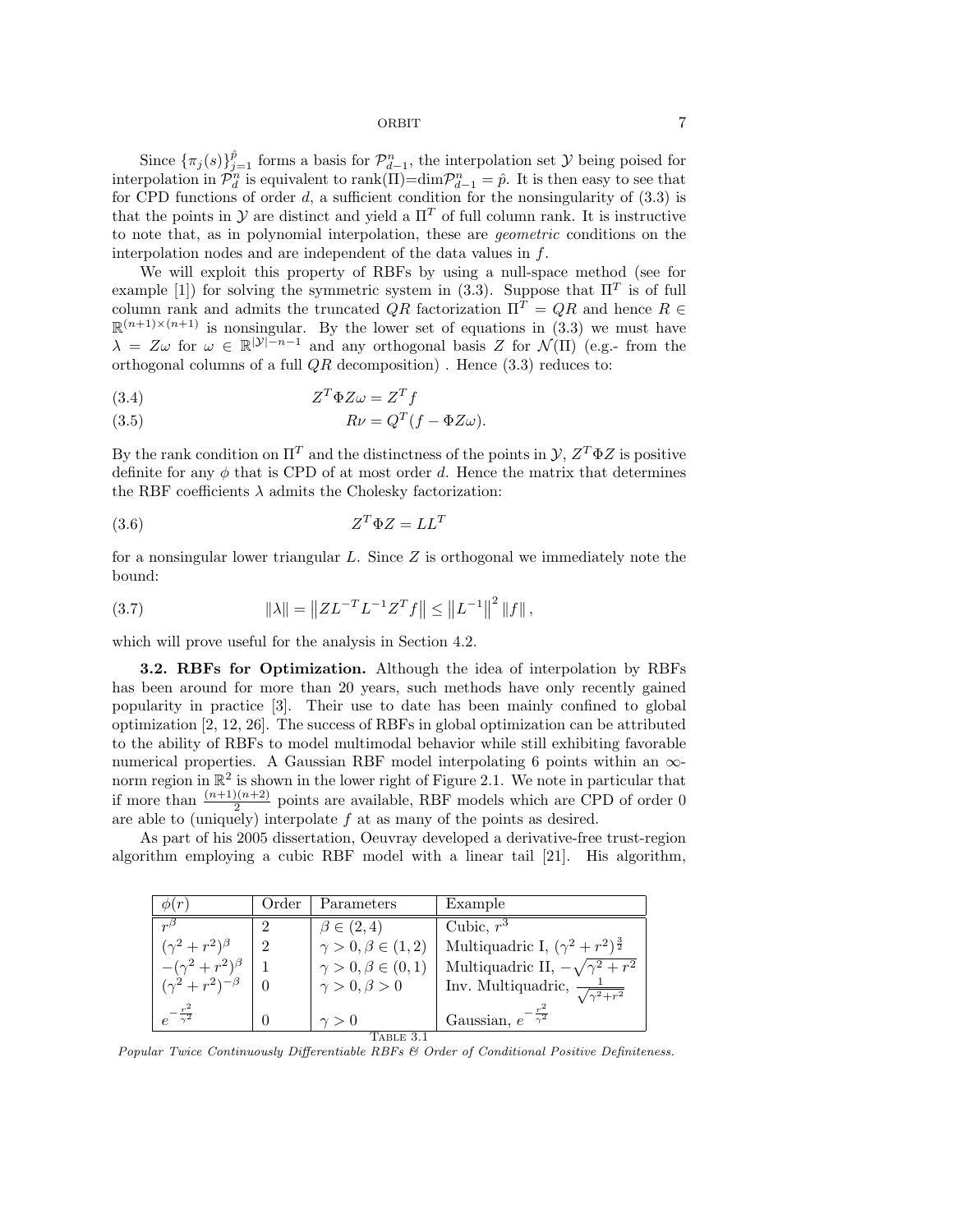Since $\{\pi_j(s)\}_{j=1}^{\hat{p}}$ forms a basis for $\mathcal{P}_{d-1}^n$, the interpolation set $\mathcal{Y}$ being poised for interpolation in $\mathcal{P}_d^n$ is equivalent to rank($\Pi$)=dim$\mathcal{P}_{d-1}^n = \hat{p}$. It is then easy to see that for CPD functions of order $d$, a sufficient condition for the nonsingularity of (3.3) is that the points in $\mathcal{Y}$ are distinct and yield a $\Pi^T$ of full column rank. It is instructive to note that, as in polynomial interpolation, these are *geometric* conditions on the interpolation nodes and are independent of the data values in $f$.

We will exploit this property of RBFs by using a null-space method (see for example [1]) for solving the symmetric system in (3.3). Suppose that $\Pi^T$ is of full column rank and admits the truncated $QR$ factorization $\Pi^T = QR$ and hence $R \in \mathbb{R}^{(n+1)\times(n+1)}$ is nonsingular. By the lower set of equations in (3.3) we must have $\lambda = Z\omega$ for $\omega \in \mathbb{R}^{|\mathcal{Y}|-n-1}$ and any orthogonal basis $Z$ for $\mathcal{N}(\Pi)$ (e.g.- from the orthogonal columns of a full $QR$ decomposition) . Hence (3.3) reduces to:

$$Z^T \Phi Z \omega = Z^T f \tag{3.4}$$

$$R\nu = Q^T(f - \Phi Z\omega). \tag{3.5}$$

By the rank condition on $\Pi^T$ and the distinctness of the points in $\mathcal{Y}$, $Z^T\Phi Z$ is positive definite for any $\phi$ that is CPD of at most order $d$. Hence the matrix that determines the RBF coefficients $\lambda$ admits the Cholesky factorization:

$$Z^T \Phi Z = LL^T \tag{3.6}$$

for a nonsingular lower triangular $L$. Since $Z$ is orthogonal we immediately note the bound:

$$\|\lambda\| = \left\|ZL^{-T}L^{-1}Z^T f\right\| \leq \left\|L^{-1}\right\|^2 \|f\|, \tag{3.7}$$

which will prove useful for the analysis in Section 4.2.

**3.2. RBFs for Optimization.** Although the idea of interpolation by RBFs has been around for more than 20 years, such methods have only recently gained popularity in practice [3]. Their use to date has been mainly confined to global optimization [2, 12, 26]. The success of RBFs in global optimization can be attributed to the ability of RBFs to model multimodal behavior while still exhibiting favorable numerical properties. A Gaussian RBF model interpolating 6 points within an $\infty$-norm region in $\mathbb{R}^2$ is shown in the lower right of Figure 2.1. We note in particular that if more than $\frac{(n+1)(n+2)}{2}$ points are available, RBF models which are CPD of order 0 are able to (uniquely) interpolate $f$ at as many of the points as desired.

As part of his 2005 dissertation, Oeuvray developed a derivative-free trust-region algorithm employing a cubic RBF model with a linear tail [21]. His algorithm,

| $\phi(r)$ | Order | Parameters | Example |
|---|---|---|---|
| $r^\beta$ | 2 | $\beta \in (2,4)$ | Cubic, $r^3$ |
| $(\gamma^2+r^2)^\beta$ | 2 | $\gamma > 0, \beta \in (1,2)$ | Multiquadric I, $(\gamma^2+r^2)^{\frac{3}{2}}$ |
| $-(\gamma^2+r^2)^\beta$ | 1 | $\gamma > 0, \beta \in (0,1)$ | Multiquadric II, $-\sqrt{\gamma^2+r^2}$ |
| $(\gamma^2+r^2)^{-\beta}$ | 0 | $\gamma > 0, \beta > 0$ | Inv. Multiquadric, $\frac{1}{\sqrt{\gamma^2+r^2}}$ |
| $e^{-\frac{r^2}{\gamma^2}}$ | 0 | $\gamma > 0$ | Gaussian, $e^{-\frac{r^2}{\gamma^2}}$ |

Table 3.1

*Popular Twice Continuously Differentiable RBFs & Order of Conditional Positive Definiteness.*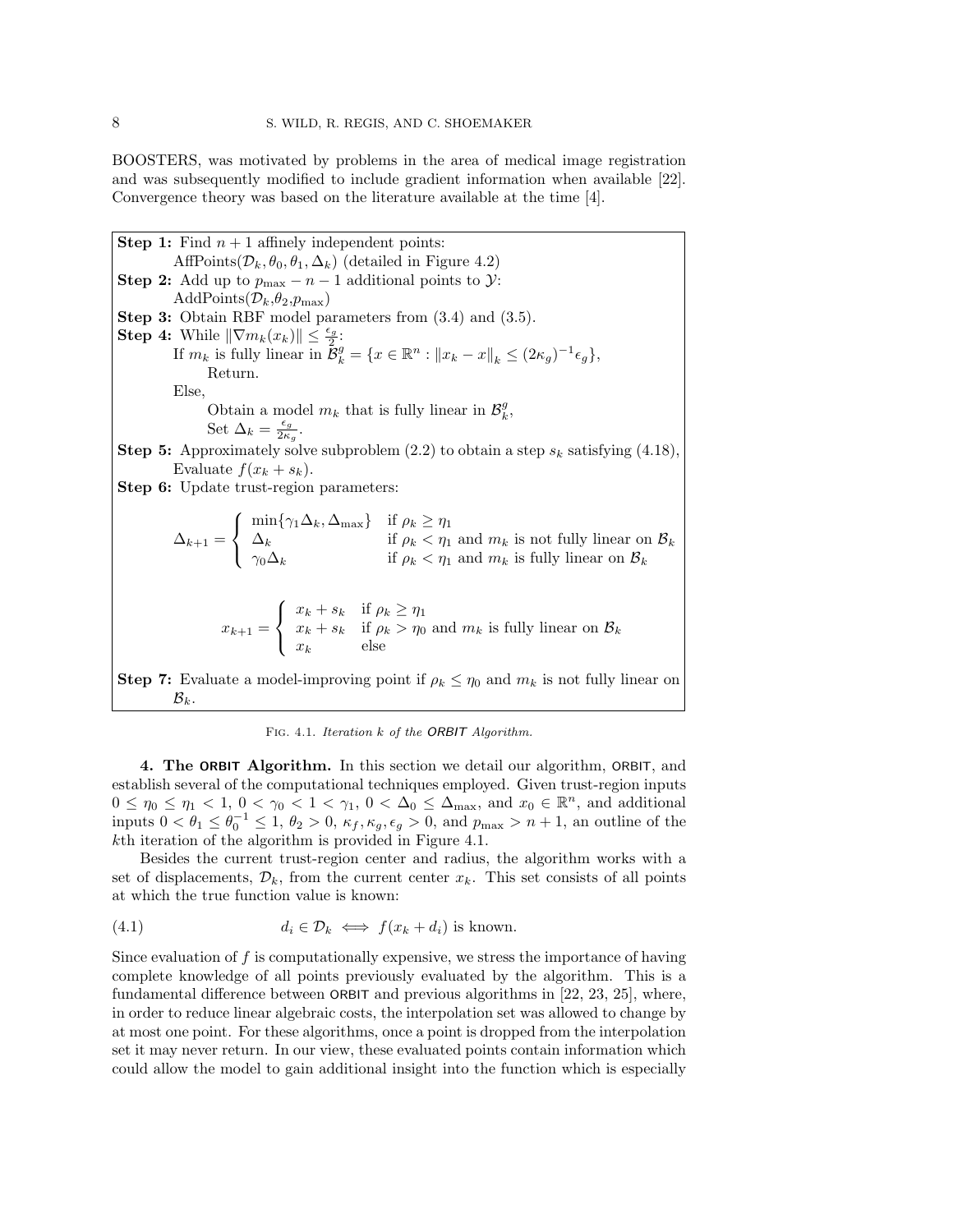BOOSTERS, was motivated by problems in the area of medical image registration and was subsequently modified to include gradient information when available [22]. Convergence theory was based on the literature available at the time [4].

**Step 1:** Find $n+1$ affinely independent points:
AffPoints($\mathcal{D}_k, \theta_0, \theta_1, \Delta_k$) (detailed in Figure 4.2)

**Step 2:** Add up to $p_{\max} - n - 1$ additional points to $\mathcal{Y}$:
AddPoints($\mathcal{D}_k$,$\theta_2$,$p_{\max}$)

**Step 3:** Obtain RBF model parameters from (3.4) and (3.5).

**Step 4:** While $\|\nabla m_k(x_k)\| \leq \frac{\epsilon_g}{2}$:
If $m_k$ is fully linear in $\mathcal{B}_k^g = \{x \in \mathbb{R}^n : \|x_k - x\|_k \leq (2\kappa_g)^{-1}\epsilon_g\}$,
Return.
Else,
Obtain a model $m_k$ that is fully linear in $\mathcal{B}_k^g$,
Set $\Delta_k = \frac{\epsilon_g}{2\kappa_g}$.

**Step 5:** Approximately solve subproblem (2.2) to obtain a step $s_k$ satisfying (4.18),
Evaluate $f(x_k + s_k)$.

**Step 6:** Update trust-region parameters:

$$
\Delta_{k+1} = \begin{cases} \min\{\gamma_1 \Delta_k, \Delta_{\max}\} & \text{if } \rho_k \geq \eta_1 \\ \Delta_k & \text{if } \rho_k < \eta_1 \text{ and } m_k \text{ is not fully linear on } \mathcal{B}_k \\ \gamma_0 \Delta_k & \text{if } \rho_k < \eta_1 \text{ and } m_k \text{ is fully linear on } \mathcal{B}_k \end{cases}
$$

$$
x_{k+1} = \begin{cases} x_k + s_k & \text{if } \rho_k \geq \eta_1 \\ x_k + s_k & \text{if } \rho_k > \eta_0 \text{ and } m_k \text{ is fully linear on } \mathcal{B}_k \\ x_k & \text{else} \end{cases}
$$

**Step 7:** Evaluate a model-improving point if $\rho_k \leq \eta_0$ and $m_k$ is not fully linear on $\mathcal{B}_k$.

Fig. 4.1. *Iteration $k$ of the ORBIT Algorithm.*

**4. The ORBIT Algorithm.** In this section we detail our algorithm, ORBIT, and establish several of the computational techniques employed. Given trust-region inputs $0 \leq \eta_0 \leq \eta_1 < 1$, $0 < \gamma_0 < 1 < \gamma_1$, $0 < \Delta_0 \leq \Delta_{\max}$, and $x_0 \in \mathbb{R}^n$, and additional inputs $0 < \theta_1 \leq \theta_0^{-1} \leq 1$, $\theta_2 > 0$, $\kappa_f, \kappa_g, \epsilon_g > 0$, and $p_{\max} > n+1$, an outline of the $k$th iteration of the algorithm is provided in Figure 4.1.

Besides the current trust-region center and radius, the algorithm works with a set of displacements, $\mathcal{D}_k$, from the current center $x_k$. This set consists of all points at which the true function value is known:

$$
d_i \in \mathcal{D}_k \iff f(x_k + d_i) \text{ is known.} \tag{4.1}
$$

Since evaluation of $f$ is computationally expensive, we stress the importance of having complete knowledge of all points previously evaluated by the algorithm. This is a fundamental difference between ORBIT and previous algorithms in [22, 23, 25], where, in order to reduce linear algebraic costs, the interpolation set was allowed to change by at most one point. For these algorithms, once a point is dropped from the interpolation set it may never return. In our view, these evaluated points contain information which could allow the model to gain additional insight into the function which is especially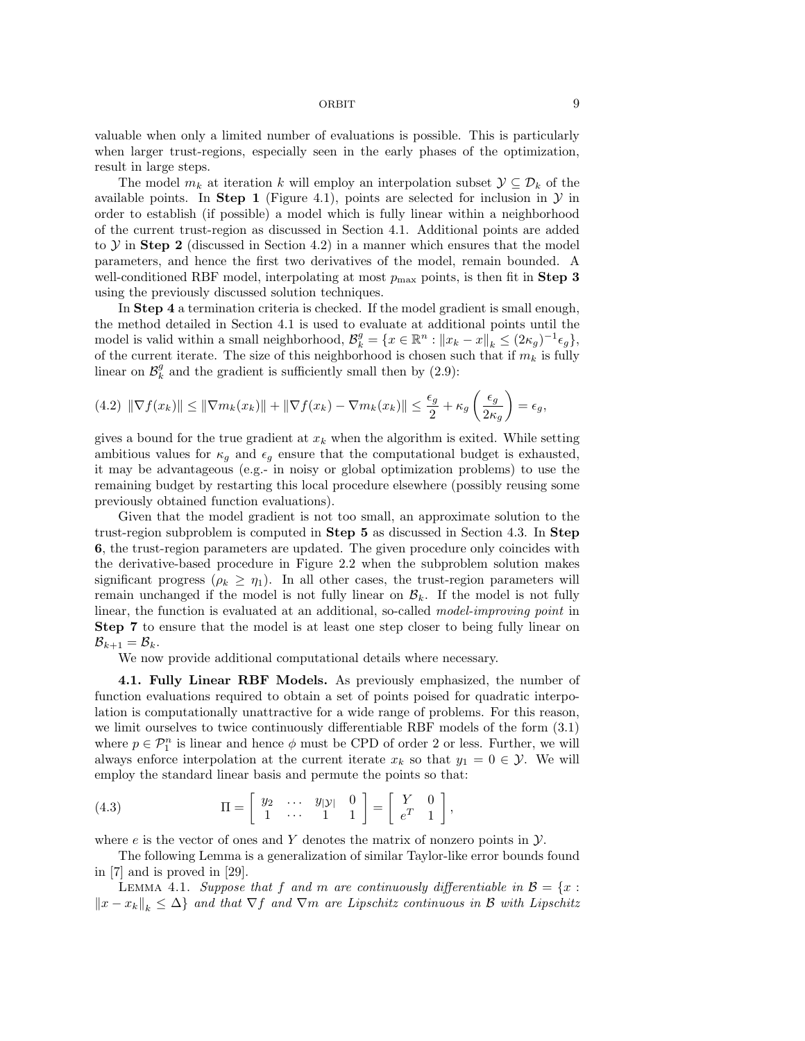valuable when only a limited number of evaluations is possible. This is particularly when larger trust-regions, especially seen in the early phases of the optimization, result in large steps.

The model $m_k$ at iteration $k$ will employ an interpolation subset $\mathcal{Y} \subseteq \mathcal{D}_k$ of the available points. In **Step 1** (Figure 4.1), points are selected for inclusion in $\mathcal{Y}$ in order to establish (if possible) a model which is fully linear within a neighborhood of the current trust-region as discussed in Section 4.1. Additional points are added to $\mathcal{Y}$ in **Step 2** (discussed in Section 4.2) in a manner which ensures that the model parameters, and hence the first two derivatives of the model, remain bounded. A well-conditioned RBF model, interpolating at most $p_{\max}$ points, is then fit in **Step 3** using the previously discussed solution techniques.

In **Step 4** a termination criteria is checked. If the model gradient is small enough, the method detailed in Section 4.1 is used to evaluate at additional points until the model is valid within a small neighborhood, $\mathcal{B}_k^g = \{x \in \mathbb{R}^n : \|x_k - x\|_k \leq (2\kappa_g)^{-1}\epsilon_g\}$, of the current iterate. The size of this neighborhood is chosen such that if $m_k$ is fully linear on $\mathcal{B}_k^g$ and the gradient is sufficiently small then by (2.9):

$$(4.2) \quad \|\nabla f(x_k)\| \leq \|\nabla m_k(x_k)\| + \|\nabla f(x_k) - \nabla m_k(x_k)\| \leq \frac{\epsilon_g}{2} + \kappa_g \left( \frac{\epsilon_g}{2\kappa_g} \right) = \epsilon_g,$$

gives a bound for the true gradient at $x_k$ when the algorithm is exited. While setting ambitious values for $\kappa_g$ and $\epsilon_g$ ensure that the computational budget is exhausted, it may be advantageous (e.g.- in noisy or global optimization problems) to use the remaining budget by restarting this local procedure elsewhere (possibly reusing some previously obtained function evaluations).

Given that the model gradient is not too small, an approximate solution to the trust-region subproblem is computed in **Step 5** as discussed in Section 4.3. In **Step 6**, the trust-region parameters are updated. The given procedure only coincides with the derivative-based procedure in Figure 2.2 when the subproblem solution makes significant progress ($\rho_k \geq \eta_1$). In all other cases, the trust-region parameters will remain unchanged if the model is not fully linear on $\mathcal{B}_k$. If the model is not fully linear, the function is evaluated at an additional, so-called *model-improving point* in **Step 7** to ensure that the model is at least one step closer to being fully linear on $\mathcal{B}_{k+1} = \mathcal{B}_k$.

We now provide additional computational details where necessary.

**4.1. Fully Linear RBF Models.** As previously emphasized, the number of function evaluations required to obtain a set of points poised for quadratic interpolation is computationally unattractive for a wide range of problems. For this reason, we limit ourselves to twice continuously differentiable RBF models of the form (3.1) where $p \in \mathcal{P}_1^n$ is linear and hence $\phi$ must be CPD of order 2 or less. Further, we will always enforce interpolation at the current iterate $x_k$ so that $y_1 = 0 \in \mathcal{Y}$. We will employ the standard linear basis and permute the points so that:

$$(4.3) \qquad \Pi = \begin{bmatrix} y_2 & \cdots & y_{|\mathcal{Y}|} & 0 \\ 1 & \cdots & 1 & 1 \end{bmatrix} = \begin{bmatrix} Y & 0 \\ e^T & 1 \end{bmatrix},$$

where $e$ is the vector of ones and $Y$ denotes the matrix of nonzero points in $\mathcal{Y}$.

The following Lemma is a generalization of similar Taylor-like error bounds found in [7] and is proved in [29].

Lemma 4.1. *Suppose that $f$ and $m$ are continuously differentiable in $\mathcal{B} = \{x : \|x - x_k\|_k \leq \Delta\}$ and that $\nabla f$ and $\nabla m$ are Lipschitz continuous in $\mathcal{B}$ with Lipschitz*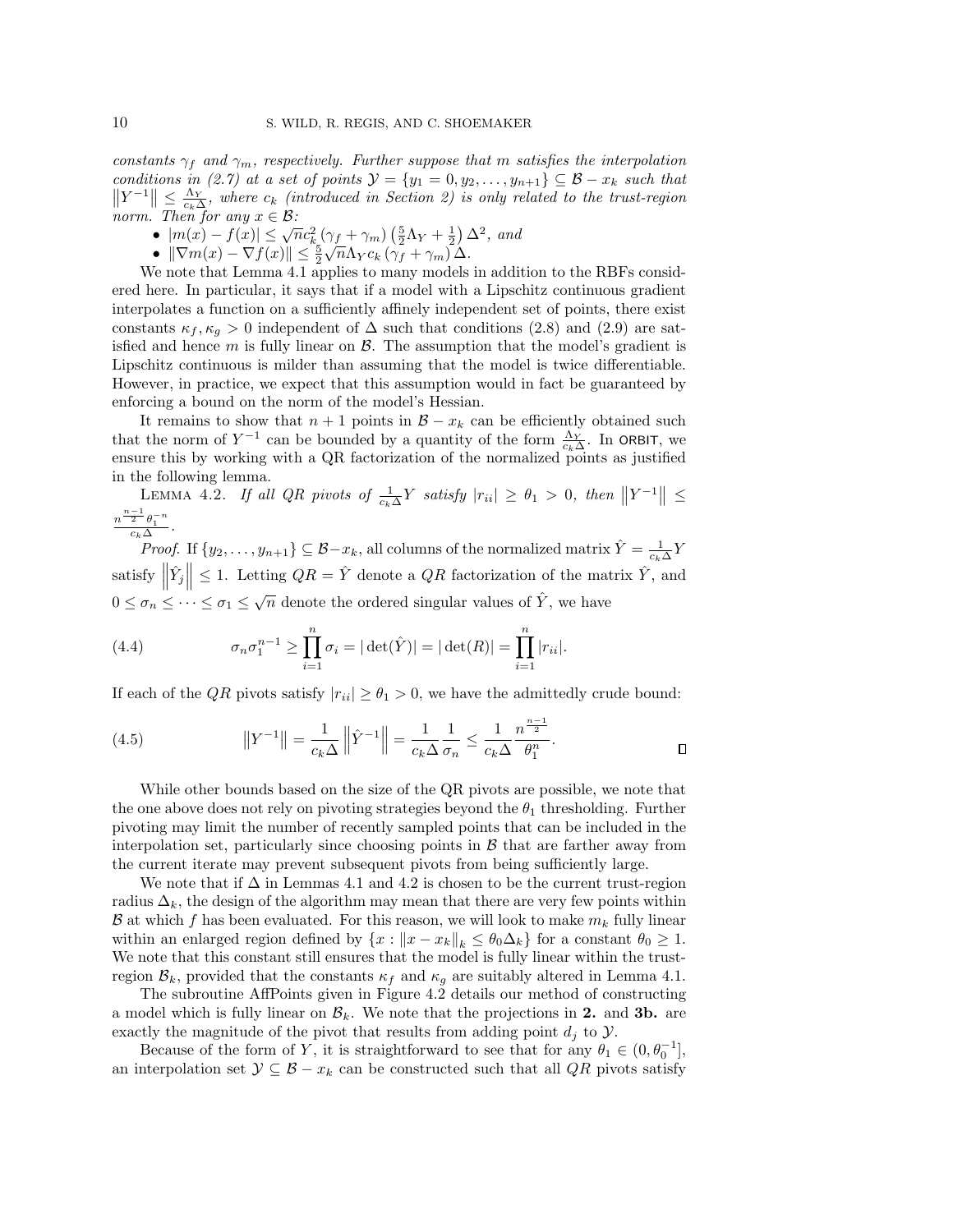*constants $\gamma_f$ and $\gamma_m$, respectively. Further suppose that $m$ satisfies the interpolation conditions in (2.7) at a set of points $\mathcal{Y} = \{y_1 = 0, y_2, \ldots, y_{n+1}\} \subseteq \mathcal{B} - x_k$ such that $\left\|Y^{-1}\right\| \leq \frac{\Lambda_Y}{c_k \Delta}$, where $c_k$ (introduced in Section 2) is only related to the trust-region norm. Then for any $x \in \mathcal{B}$:*

- $|m(x) - f(x)| \leq \sqrt{n} c_k^2 \left(\gamma_f + \gamma_m\right) \left(\frac{5}{2}\Lambda_Y + \frac{1}{2}\right) \Delta^2$, *and*
- $\|\nabla m(x) - \nabla f(x)\| \leq \frac{5}{2}\sqrt{n}\Lambda_Y c_k \left(\gamma_f + \gamma_m\right) \Delta$.

We note that Lemma 4.1 applies to many models in addition to the RBFs considered here. In particular, it says that if a model with a Lipschitz continuous gradient interpolates a function on a sufficiently affinely independent set of points, there exist constants $\kappa_f, \kappa_g > 0$ independent of $\Delta$ such that conditions (2.8) and (2.9) are satisfied and hence $m$ is fully linear on $\mathcal{B}$. The assumption that the model's gradient is Lipschitz continuous is milder than assuming that the model is twice differentiable. However, in practice, we expect that this assumption would in fact be guaranteed by enforcing a bound on the norm of the model's Hessian.

It remains to show that $n+1$ points in $\mathcal{B} - x_k$ can be efficiently obtained such that the norm of $Y^{-1}$ can be bounded by a quantity of the form $\frac{\Lambda_Y}{c_k \Delta}$. In ORBIT, we ensure this by working with a QR factorization of the normalized points as justified in the following lemma.

Lemma 4.2. *If all QR pivots of $\frac{1}{c_k \Delta} Y$ satisfy $|r_{ii}| \geq \theta_1 > 0$, then $\left\|Y^{-1}\right\| \leq \frac{n^{\frac{n-1}{2}} \theta_1^{-n}}{c_k \Delta}$.*

*Proof.* If $\{y_2, \ldots, y_{n+1}\} \subseteq \mathcal{B} - x_k$, all columns of the normalized matrix $\hat{Y} = \frac{1}{c_k \Delta} Y$ satisfy $\left\|\hat{Y}_j\right\| \leq 1$. Letting $QR = \hat{Y}$ denote a $QR$ factorization of the matrix $\hat{Y}$, and $0 \leq \sigma_n \leq \cdots \leq \sigma_1 \leq \sqrt{n}$ denote the ordered singular values of $\hat{Y}$, we have

$$\sigma_n \sigma_1^{n-1} \geq \prod_{i=1}^{n} \sigma_i = |\det(\hat{Y})| = |\det(R)| = \prod_{i=1}^{n} |r_{ii}|. \tag{4.4}$$

If each of the $QR$ pivots satisfy $|r_{ii}| \geq \theta_1 > 0$, we have the admittedly crude bound:

$$\left\|Y^{-1}\right\| = \frac{1}{c_k \Delta} \left\|\hat{Y}^{-1}\right\| = \frac{1}{c_k \Delta} \frac{1}{\sigma_n} \leq \frac{1}{c_k \Delta} \frac{n^{\frac{n-1}{2}}}{\theta_1^n}. \tag{4.5}$$

∎

While other bounds based on the size of the QR pivots are possible, we note that the one above does not rely on pivoting strategies beyond the $\theta_1$ thresholding. Further pivoting may limit the number of recently sampled points that can be included in the interpolation set, particularly since choosing points in $\mathcal{B}$ that are farther away from the current iterate may prevent subsequent pivots from being sufficiently large.

We note that if $\Delta$ in Lemmas 4.1 and 4.2 is chosen to be the current trust-region radius $\Delta_k$, the design of the algorithm may mean that there are very few points within $\mathcal{B}$ at which $f$ has been evaluated. For this reason, we will look to make $m_k$ fully linear within an enlarged region defined by $\{x : \|x - x_k\|_k \leq \theta_0 \Delta_k\}$ for a constant $\theta_0 \geq 1$. We note that this constant still ensures that the model is fully linear within the trust-region $\mathcal{B}_k$, provided that the constants $\kappa_f$ and $\kappa_g$ are suitably altered in Lemma 4.1.

The subroutine AffPoints given in Figure 4.2 details our method of constructing a model which is fully linear on $\mathcal{B}_k$. We note that the projections in **2.** and **3b.** are exactly the magnitude of the pivot that results from adding point $d_j$ to $\mathcal{Y}$.

Because of the form of $Y$, it is straightforward to see that for any $\theta_1 \in (0, \theta_0^{-1}]$, an interpolation set $\mathcal{Y} \subseteq \mathcal{B} - x_k$ can be constructed such that all $QR$ pivots satisfy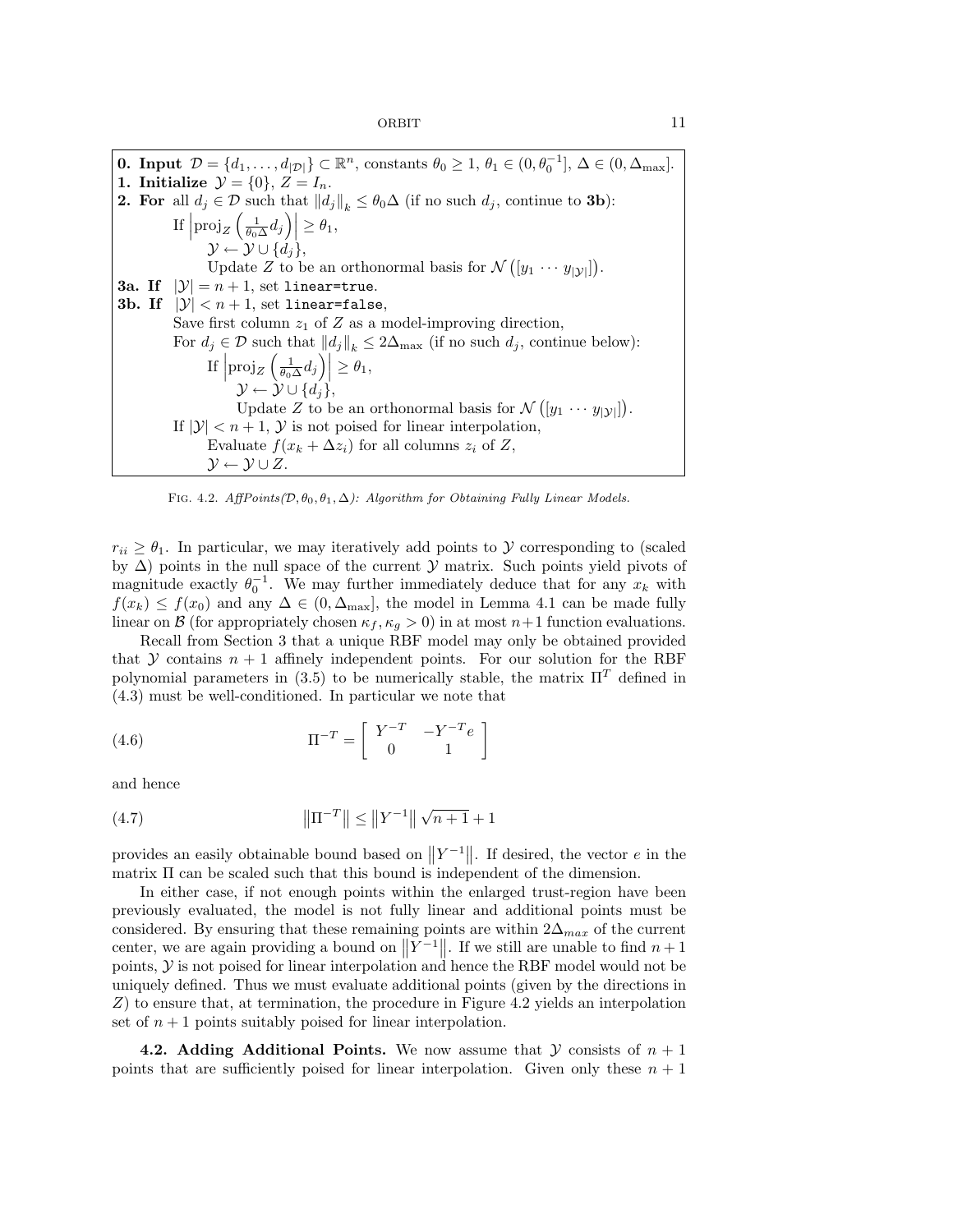**0. Input** $\mathcal{D} = \{d_1, \ldots, d_{|\mathcal{D}|}\} \subset \mathbb{R}^n$, constants $\theta_0 \geq 1$, $\theta_1 \in (0, \theta_0^{-1}]$, $\Delta \in (0, \Delta_{\max}]$.
**1. Initialize** $\mathcal{Y} = \{0\}$, $Z = I_n$.
**2. For** all $d_j \in \mathcal{D}$ such that $\|d_j\|_k \leq \theta_0 \Delta$ (if no such $d_j$, continue to **3b**):
  If $\left|\text{proj}_Z\left(\frac{1}{\theta_0 \Delta} d_j\right)\right| \geq \theta_1$,
    $\mathcal{Y} \leftarrow \mathcal{Y} \cup \{d_j\}$,
    Update $Z$ to be an orthonormal basis for $\mathcal{N}\left([y_1 \cdots y_{|\mathcal{Y}|}]\right)$.
**3a. If** $|\mathcal{Y}| = n+1$, set `linear=true`.
**3b. If** $|\mathcal{Y}| < n+1$, set `linear=false`,
  Save first column $z_1$ of $Z$ as a model-improving direction,
  For $d_j \in \mathcal{D}$ such that $\|d_j\|_k \leq 2\Delta_{\max}$ (if no such $d_j$, continue below):
    If $\left|\text{proj}_Z\left(\frac{1}{\theta_0 \Delta} d_j\right)\right| \geq \theta_1$,
      $\mathcal{Y} \leftarrow \mathcal{Y} \cup \{d_j\}$,
      Update $Z$ to be an orthonormal basis for $\mathcal{N}\left([y_1 \cdots y_{|\mathcal{Y}|}]\right)$.
  If $|\mathcal{Y}| < n+1$, $\mathcal{Y}$ is not poised for linear interpolation,
    Evaluate $f(x_k + \Delta z_i)$ for all columns $z_i$ of $Z$,
    $\mathcal{Y} \leftarrow \mathcal{Y} \cup Z$.

FIG. 4.2. *AffPoints($\mathcal{D}, \theta_0, \theta_1, \Delta$): Algorithm for Obtaining Fully Linear Models.*

$r_{ii} \geq \theta_1$. In particular, we may iteratively add points to $\mathcal{Y}$ corresponding to (scaled by $\Delta$) points in the null space of the current $\mathcal{Y}$ matrix. Such points yield pivots of magnitude exactly $\theta_0^{-1}$. We may further immediately deduce that for any $x_k$ with $f(x_k) \leq f(x_0)$ and any $\Delta \in (0, \Delta_{\max}]$, the model in Lemma 4.1 can be made fully linear on $\mathcal{B}$ (for appropriately chosen $\kappa_f, \kappa_g > 0$) in at most $n+1$ function evaluations.

Recall from Section 3 that a unique RBF model may only be obtained provided that $\mathcal{Y}$ contains $n+1$ affinely independent points. For our solution for the RBF polynomial parameters in (3.5) to be numerically stable, the matrix $\Pi^T$ defined in (4.3) must be well-conditioned. In particular we note that

$$\Pi^{-T} = \begin{bmatrix} Y^{-T} & -Y^{-T}e \\ 0 & 1 \end{bmatrix} \tag{4.6}$$

and hence

$$\left\|\Pi^{-T}\right\| \leq \left\|Y^{-1}\right\| \sqrt{n+1} + 1 \tag{4.7}$$

provides an easily obtainable bound based on $\left\|Y^{-1}\right\|$. If desired, the vector $e$ in the matrix $\Pi$ can be scaled such that this bound is independent of the dimension.

In either case, if not enough points within the enlarged trust-region have been previously evaluated, the model is not fully linear and additional points must be considered. By ensuring that these remaining points are within $2\Delta_{max}$ of the current center, we are again providing a bound on $\left\|Y^{-1}\right\|$. If we still are unable to find $n+1$ points, $\mathcal{Y}$ is not poised for linear interpolation and hence the RBF model would not be uniquely defined. Thus we must evaluate additional points (given by the directions in $Z$) to ensure that, at termination, the procedure in Figure 4.2 yields an interpolation set of $n+1$ points suitably poised for linear interpolation.

**4.2. Adding Additional Points.** We now assume that $\mathcal{Y}$ consists of $n+1$ points that are sufficiently poised for linear interpolation. Given only these $n+1$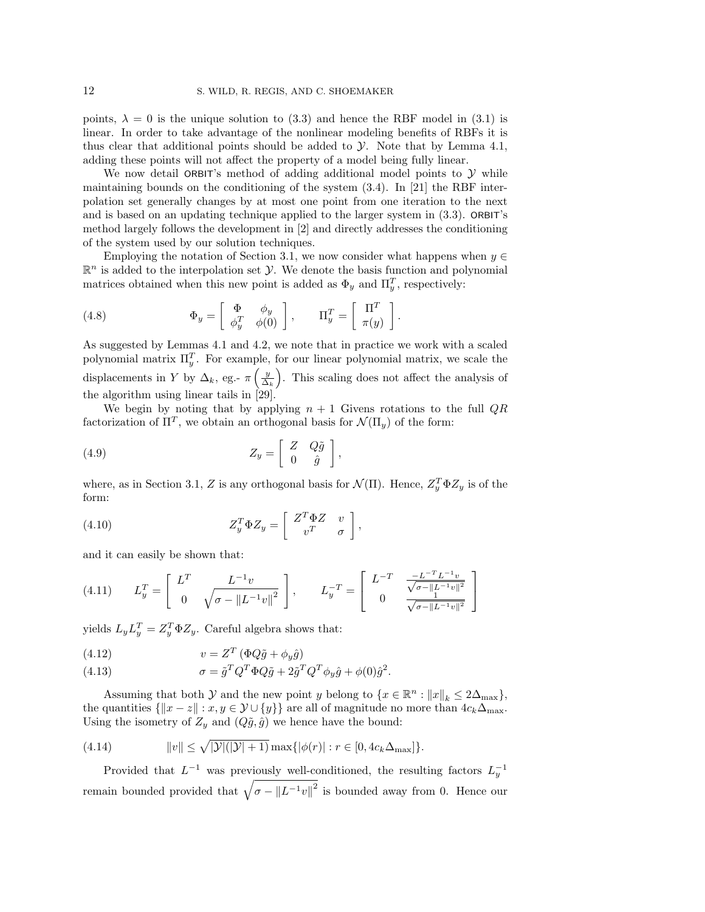points, $\lambda = 0$ is the unique solution to (3.3) and hence the RBF model in (3.1) is linear. In order to take advantage of the nonlinear modeling benefits of RBFs it is thus clear that additional points should be added to $\mathcal{Y}$. Note that by Lemma 4.1, adding these points will not affect the property of a model being fully linear.

We now detail ORBIT's method of adding additional model points to $\mathcal{Y}$ while maintaining bounds on the conditioning of the system (3.4). In [21] the RBF interpolation set generally changes by at most one point from one iteration to the next and is based on an updating technique applied to the larger system in (3.3). ORBIT's method largely follows the development in [2] and directly addresses the conditioning of the system used by our solution techniques.

Employing the notation of Section 3.1, we now consider what happens when $y \in \mathbb{R}^n$ is added to the interpolation set $\mathcal{Y}$. We denote the basis function and polynomial matrices obtained when this new point is added as $\Phi_y$ and $\Pi_y^T$, respectively:

$$\Phi_y = \begin{bmatrix} \Phi & \phi_y \\ \phi_y^T & \phi(0) \end{bmatrix}, \qquad \Pi_y^T = \begin{bmatrix} \Pi^T \\ \pi(y) \end{bmatrix}. \tag{4.8}$$

As suggested by Lemmas 4.1 and 4.2, we note that in practice we work with a scaled polynomial matrix $\Pi_y^T$. For example, for our linear polynomial matrix, we scale the displacements in $Y$ by $\Delta_k$, eg.- $\pi\left(\frac{y}{\Delta_k}\right)$. This scaling does not affect the analysis of the algorithm using linear tails in [29].

We begin by noting that by applying $n+1$ Givens rotations to the full $QR$ factorization of $\Pi^T$, we obtain an orthogonal basis for $\mathcal{N}(\Pi_y)$ of the form:

$$Z_y = \begin{bmatrix} Z & Q\tilde{g} \\ 0 & \hat{g} \end{bmatrix}, \tag{4.9}$$

where, as in Section 3.1, $Z$ is any orthogonal basis for $\mathcal{N}(\Pi)$. Hence, $Z_y^T \Phi Z_y$ is of the form:

$$Z_y^T \Phi Z_y = \begin{bmatrix} Z^T \Phi Z & v \\ v^T & \sigma \end{bmatrix}, \tag{4.10}$$

and it can easily be shown that:

$$L_y^T = \begin{bmatrix} L^T & L^{-1}v \\ 0 & \sqrt{\sigma - \|L^{-1}v\|^2} \end{bmatrix}, \qquad L_y^{-T} = \begin{bmatrix} L^{-T} & \frac{-L^{-T}L^{-1}v}{\sqrt{\sigma - \|L^{-1}v\|^2}} \\ 0 & \frac{1}{\sqrt{\sigma - \|L^{-1}v\|^2}} \end{bmatrix} \tag{4.11}$$

yields $L_y L_y^T = Z_y^T \Phi Z_y$. Careful algebra shows that:

$$v = Z^T \left( \Phi Q \tilde{g} + \phi_y \hat{g} \right) \tag{4.12}$$

$$\sigma = \tilde{g}^T Q^T \Phi Q \tilde{g} + 2\tilde{g}^T Q^T \phi_y \hat{g} + \phi(0)\hat{g}^2. \tag{4.13}$$

Assuming that both $\mathcal{Y}$ and the new point $y$ belong to $\{x \in \mathbb{R}^n : \|x\|_k \leq 2\Delta_{\max}\}$, the quantities $\{\|x - z\| : x, y \in \mathcal{Y} \cup \{y\}\}$ are all of magnitude no more than $4c_k\Delta_{\max}$. Using the isometry of $Z_y$ and $(Q\tilde{g}, \hat{g})$ we hence have the bound:

$$\|v\| \leq \sqrt{|\mathcal{Y}|(|\mathcal{Y}|+1)} \max\{|\phi(r)| : r \in [0, 4c_k\Delta_{\max}]\}. \tag{4.14}$$

Provided that $L^{-1}$ was previously well-conditioned, the resulting factors $L_y^{-1}$ remain bounded provided that $\sqrt{\sigma - \|L^{-1}v\|^2}$ is bounded away from 0. Hence our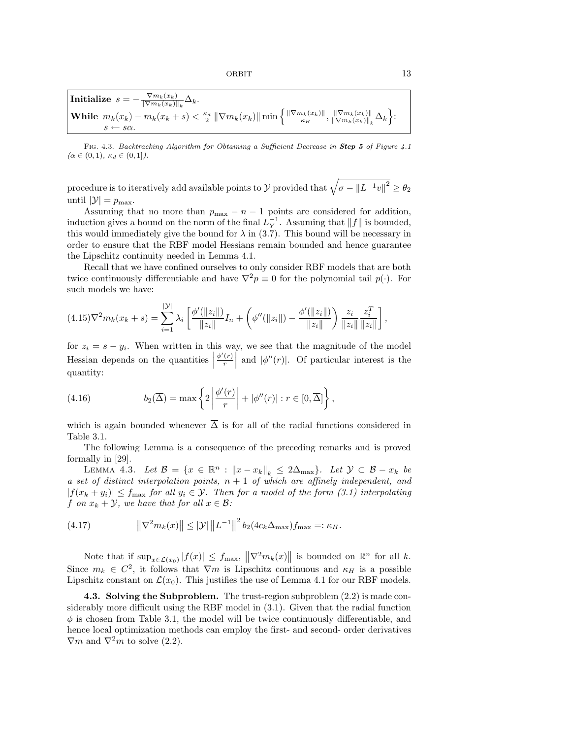**Initialize** $s = -\frac{\nabla m_k(x_k)}{\|\nabla m_k(x_k)\|_k}\Delta_k$.
**While** $m_k(x_k) - m_k(x_k+s) < \frac{\kappa_d}{2}\|\nabla m_k(x_k)\| \min\left\{\frac{\|\nabla m_k(x_k)\|}{\kappa_H}, \frac{\|\nabla m_k(x_k)\|}{\|\nabla m_k(x_k)\|_k}\Delta_k\right\}$:
$s \leftarrow s\alpha$.

FIG. 4.3. *Backtracking Algorithm for Obtaining a Sufficient Decrease in* ***Step 5*** *of Figure 4.1 ($\alpha \in (0,1)$, $\kappa_d \in (0,1]$).*

procedure is to iteratively add available points to $\mathcal{Y}$ provided that $\sqrt{\sigma - \|L^{-1}v\|^2} \geq \theta_2$ until $|\mathcal{Y}| = p_{\max}$.

Assuming that no more than $p_{\max} - n - 1$ points are considered for addition, induction gives a bound on the norm of the final $L_Y^{-1}$. Assuming that $\|f\|$ is bounded, this would immediately give the bound for $\lambda$ in (3.7). This bound will be necessary in order to ensure that the RBF model Hessians remain bounded and hence guarantee the Lipschitz continuity needed in Lemma 4.1.

Recall that we have confined ourselves to only consider RBF models that are both twice continuously differentiable and have $\nabla^2 p \equiv 0$ for the polynomial tail $p(\cdot)$. For such models we have:

$$\nabla^2 m_k(x_k+s) = \sum_{i=1}^{|\mathcal{Y}|} \lambda_i \left[\frac{\phi'(\|z_i\|)}{\|z_i\|} I_n + \left(\phi''(\|z_i\|) - \frac{\phi'(\|z_i\|)}{\|z_i\|}\right) \frac{z_i}{\|z_i\|}\frac{z_i^T}{\|z_i\|}\right], \tag{4.15}$$

for $z_i = s - y_i$. When written in this way, we see that the magnitude of the model Hessian depends on the quantities $\left|\frac{\phi'(r)}{r}\right|$ and $|\phi''(r)|$. Of particular interest is the quantity:

$$b_2(\overline{\Delta}) = \max\left\{2\left|\frac{\phi'(r)}{r}\right| + |\phi''(r)| : r \in [0, \overline{\Delta}]\right\}, \tag{4.16}$$

which is again bounded whenever $\overline{\Delta}$ is for all of the radial functions considered in Table 3.1.

The following Lemma is a consequence of the preceding remarks and is proved formally in [29].

LEMMA 4.3. *Let $\mathcal{B} = \{x \in \mathbb{R}^n : \|x - x_k\|_k \leq 2\Delta_{\max}\}$. Let $\mathcal{Y} \subset \mathcal{B} - x_k$ be a set of distinct interpolation points, $n+1$ of which are affinely independent, and $|f(x_k + y_i)| \leq f_{\max}$ for all $y_i \in \mathcal{Y}$. Then for a model of the form (3.1) interpolating $f$ on $x_k + \mathcal{Y}$, we have that for all $x \in \mathcal{B}$:*

$$\left\|\nabla^2 m_k(x)\right\| \leq |\mathcal{Y}| \left\|L^{-1}\right\|^2 b_2(4c_k\Delta_{\max}) f_{\max} =: \kappa_H. \tag{4.17}$$

Note that if $\sup_{x \in \mathcal{L}(x_0)} |f(x)| \leq f_{\max}$, $\left\|\nabla^2 m_k(x)\right\|$ is bounded on $\mathbb{R}^n$ for all $k$. Since $m_k \in C^2$, it follows that $\nabla m$ is Lipschitz continuous and $\kappa_H$ is a possible Lipschitz constant on $\mathcal{L}(x_0)$. This justifies the use of Lemma 4.1 for our RBF models.

**4.3. Solving the Subproblem.** The trust-region subproblem (2.2) is made considerably more difficult using the RBF model in (3.1). Given that the radial function $\phi$ is chosen from Table 3.1, the model will be twice continuously differentiable, and hence local optimization methods can employ the first- and second- order derivatives $\nabla m$ and $\nabla^2 m$ to solve (2.2).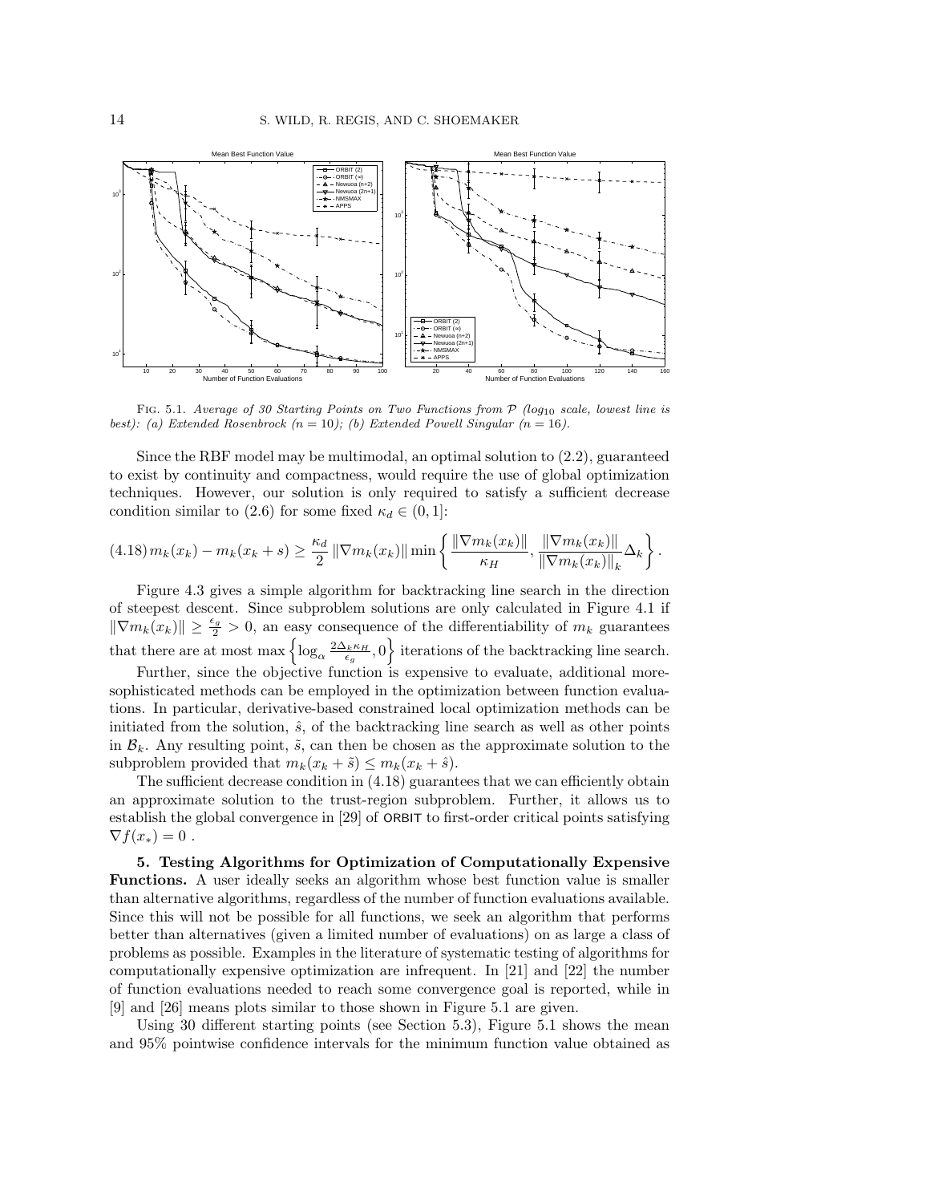FIG. 5.1. *Average of 30 Starting Points on Two Functions from $\mathcal{P}$ ($\log_{10}$ scale, lowest line is best): (a) Extended Rosenbrock ($n = 10$); (b) Extended Powell Singular ($n = 16$).*

Since the RBF model may be multimodal, an optimal solution to (2.2), guaranteed to exist by continuity and compactness, would require the use of global optimization techniques. However, our solution is only required to satisfy a sufficient decrease condition similar to (2.6) for some fixed $\kappa_d \in (0, 1]$:

$$(4.18)\; m_k(x_k) - m_k(x_k + s) \geq \frac{\kappa_d}{2} \|\nabla m_k(x_k)\| \min\left\{ \frac{\|\nabla m_k(x_k)\|}{\kappa_H}, \frac{\|\nabla m_k(x_k)\|}{\|\nabla m_k(x_k)\|_k} \Delta_k \right\}.$$

Figure 4.3 gives a simple algorithm for backtracking line search in the direction of steepest descent. Since subproblem solutions are only calculated in Figure 4.1 if $\|\nabla m_k(x_k)\| \geq \frac{\epsilon_g}{2} > 0$, an easy consequence of the differentiability of $m_k$ guarantees that there are at most $\max\left\{\log_\alpha \frac{2\Delta_k \kappa_H}{\epsilon_g}, 0\right\}$ iterations of the backtracking line search.

Further, since the objective function is expensive to evaluate, additional more-sophisticated methods can be employed in the optimization between function evaluations. In particular, derivative-based constrained local optimization methods can be initiated from the solution, $\hat{s}$, of the backtracking line search as well as other points in $\mathcal{B}_k$. Any resulting point, $\tilde{s}$, can then be chosen as the approximate solution to the subproblem provided that $m_k(x_k + \tilde{s}) \leq m_k(x_k + \hat{s})$.

The sufficient decrease condition in (4.18) guarantees that we can efficiently obtain an approximate solution to the trust-region subproblem. Further, it allows us to establish the global convergence in [29] of ORBIT to first-order critical points satisfying $\nabla f(x_*) = 0$ .

**5. Testing Algorithms for Optimization of Computationally Expensive Functions.** A user ideally seeks an algorithm whose best function value is smaller than alternative algorithms, regardless of the number of function evaluations available. Since this will not be possible for all functions, we seek an algorithm that performs better than alternatives (given a limited number of evaluations) on as large a class of problems as possible. Examples in the literature of systematic testing of algorithms for computationally expensive optimization are infrequent. In [21] and [22] the number of function evaluations needed to reach some convergence goal is reported, while in [9] and [26] means plots similar to those shown in Figure 5.1 are given.

Using 30 different starting points (see Section 5.3), Figure 5.1 shows the mean and 95% pointwise confidence intervals for the minimum function value obtained as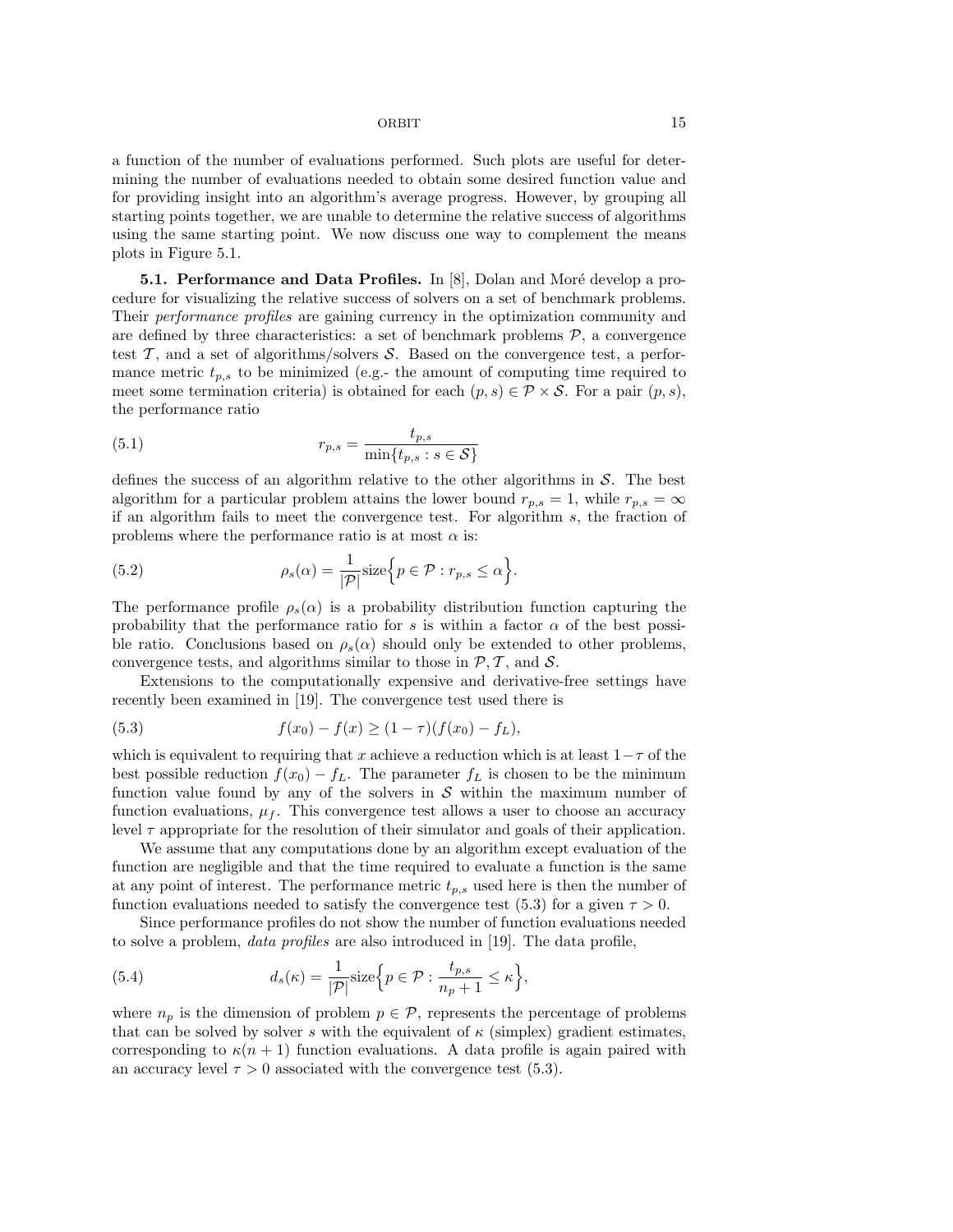a function of the number of evaluations performed. Such plots are useful for determining the number of evaluations needed to obtain some desired function value and for providing insight into an algorithm's average progress. However, by grouping all starting points together, we are unable to determine the relative success of algorithms using the same starting point. We now discuss one way to complement the means plots in Figure 5.1.

### 5.1. Performance and Data Profiles.

In [8], Dolan and Moré develop a procedure for visualizing the relative success of solvers on a set of benchmark problems. Their *performance profiles* are gaining currency in the optimization community and are defined by three characteristics: a set of benchmark problems $\mathcal{P}$, a convergence test $\mathcal{T}$, and a set of algorithms/solvers $\mathcal{S}$. Based on the convergence test, a performance metric $t_{p,s}$ to be minimized (e.g.- the amount of computing time required to meet some termination criteria) is obtained for each $(p, s) \in \mathcal{P} \times \mathcal{S}$. For a pair $(p, s)$, the performance ratio

$$r_{p,s} = \frac{t_{p,s}}{\min\{t_{p,s} : s \in \mathcal{S}\}} \tag{5.1}$$

defines the success of an algorithm relative to the other algorithms in $\mathcal{S}$. The best algorithm for a particular problem attains the lower bound $r_{p,s} = 1$, while $r_{p,s} = \infty$ if an algorithm fails to meet the convergence test. For algorithm $s$, the fraction of problems where the performance ratio is at most $\alpha$ is:

$$\rho_s(\alpha) = \frac{1}{|\mathcal{P}|}\text{size}\Big\{p \in \mathcal{P} : r_{p,s} \leq \alpha\Big\}. \tag{5.2}$$

The performance profile $\rho_s(\alpha)$ is a probability distribution function capturing the probability that the performance ratio for $s$ is within a factor $\alpha$ of the best possible ratio. Conclusions based on $\rho_s(\alpha)$ should only be extended to other problems, convergence tests, and algorithms similar to those in $\mathcal{P}, \mathcal{T}$, and $\mathcal{S}$.

Extensions to the computationally expensive and derivative-free settings have recently been examined in [19]. The convergence test used there is

$$f(x_0) - f(x) \geq (1 - \tau)(f(x_0) - f_L), \tag{5.3}$$

which is equivalent to requiring that $x$ achieve a reduction which is at least $1-\tau$ of the best possible reduction $f(x_0) - f_L$. The parameter $f_L$ is chosen to be the minimum function value found by any of the solvers in $\mathcal{S}$ within the maximum number of function evaluations, $\mu_f$. This convergence test allows a user to choose an accuracy level $\tau$ appropriate for the resolution of their simulator and goals of their application.

We assume that any computations done by an algorithm except evaluation of the function are negligible and that the time required to evaluate a function is the same at any point of interest. The performance metric $t_{p,s}$ used here is then the number of function evaluations needed to satisfy the convergence test (5.3) for a given $\tau > 0$.

Since performance profiles do not show the number of function evaluations needed to solve a problem, *data profiles* are also introduced in [19]. The data profile,

$$d_s(\kappa) = \frac{1}{|\mathcal{P}|}\text{size}\Big\{p \in \mathcal{P} : \frac{t_{p,s}}{n_p + 1} \leq \kappa\Big\}, \tag{5.4}$$

where $n_p$ is the dimension of problem $p \in \mathcal{P}$, represents the percentage of problems that can be solved by solver $s$ with the equivalent of $\kappa$ (simplex) gradient estimates, corresponding to $\kappa(n + 1)$ function evaluations. A data profile is again paired with an accuracy level $\tau > 0$ associated with the convergence test (5.3).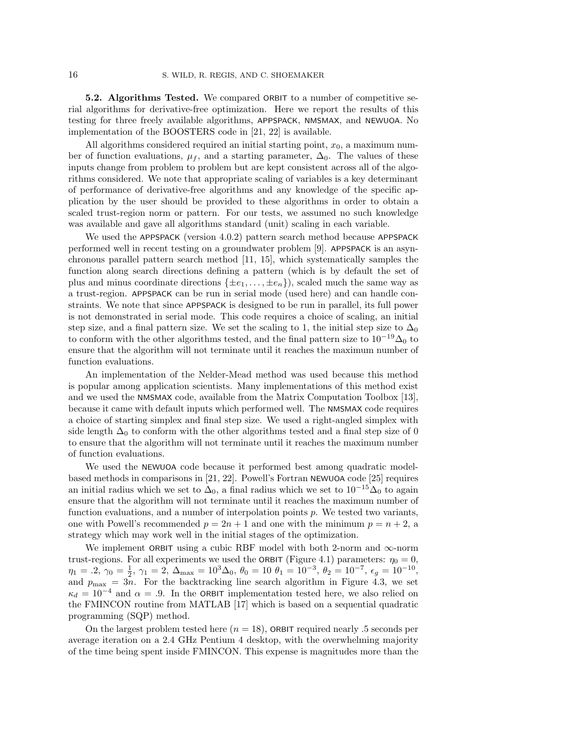**5.2. Algorithms Tested.** We compared ORBIT to a number of competitive serial algorithms for derivative-free optimization. Here we report the results of this testing for three freely available algorithms, APPSPACK, NMSMAX, and NEWUOA. No implementation of the BOOSTERS code in [21, 22] is available.

All algorithms considered required an initial starting point, $x_0$, a maximum number of function evaluations, $\mu_f$, and a starting parameter, $\Delta_0$. The values of these inputs change from problem to problem but are kept consistent across all of the algorithms considered. We note that appropriate scaling of variables is a key determinant of performance of derivative-free algorithms and any knowledge of the specific application by the user should be provided to these algorithms in order to obtain a scaled trust-region norm or pattern. For our tests, we assumed no such knowledge was available and gave all algorithms standard (unit) scaling in each variable.

We used the APPSPACK (version 4.0.2) pattern search method because APPSPACK performed well in recent testing on a groundwater problem [9]. APPSPACK is an asynchronous parallel pattern search method [11, 15], which systematically samples the function along search directions defining a pattern (which is by default the set of plus and minus coordinate directions $\{\pm e_1, \ldots, \pm e_n\}$), scaled much the same way as a trust-region. APPSPACK can be run in serial mode (used here) and can handle constraints. We note that since APPSPACK is designed to be run in parallel, its full power is not demonstrated in serial mode. This code requires a choice of scaling, an initial step size, and a final pattern size. We set the scaling to 1, the initial step size to $\Delta_0$ to conform with the other algorithms tested, and the final pattern size to $10^{-19}\Delta_0$ to ensure that the algorithm will not terminate until it reaches the maximum number of function evaluations.

An implementation of the Nelder-Mead method was used because this method is popular among application scientists. Many implementations of this method exist and we used the NMSMAX code, available from the Matrix Computation Toolbox [13], because it came with default inputs which performed well. The NMSMAX code requires a choice of starting simplex and final step size. We used a right-angled simplex with side length $\Delta_0$ to conform with the other algorithms tested and a final step size of 0 to ensure that the algorithm will not terminate until it reaches the maximum number of function evaluations.

We used the NEWUOA code because it performed best among quadratic model-based methods in comparisons in [21, 22]. Powell's Fortran NEWUOA code [25] requires an initial radius which we set to $\Delta_0$, a final radius which we set to $10^{-15}\Delta_0$ to again ensure that the algorithm will not terminate until it reaches the maximum number of function evaluations, and a number of interpolation points $p$. We tested two variants, one with Powell's recommended $p = 2n+1$ and one with the minimum $p = n+2$, a strategy which may work well in the initial stages of the optimization.

We implement ORBIT using a cubic RBF model with both 2-norm and $\infty$-norm trust-regions. For all experiments we used the ORBIT (Figure 4.1) parameters: $\eta_0 = 0$, $\eta_1 = .2$, $\gamma_0 = \frac{1}{2}$, $\gamma_1 = 2$, $\Delta_{\max} = 10^3\Delta_0$, $\theta_0 = 10$ $\theta_1 = 10^{-3}$, $\theta_2 = 10^{-7}$, $\epsilon_g = 10^{-10}$, and $p_{\max} = 3n$. For the backtracking line search algorithm in Figure 4.3, we set $\kappa_d = 10^{-4}$ and $\alpha = .9$. In the ORBIT implementation tested here, we also relied on the FMINCON routine from MATLAB [17] which is based on a sequential quadratic programming (SQP) method.

On the largest problem tested here ($n = 18$), ORBIT required nearly .5 seconds per average iteration on a 2.4 GHz Pentium 4 desktop, with the overwhelming majority of the time being spent inside FMINCON. This expense is magnitudes more than the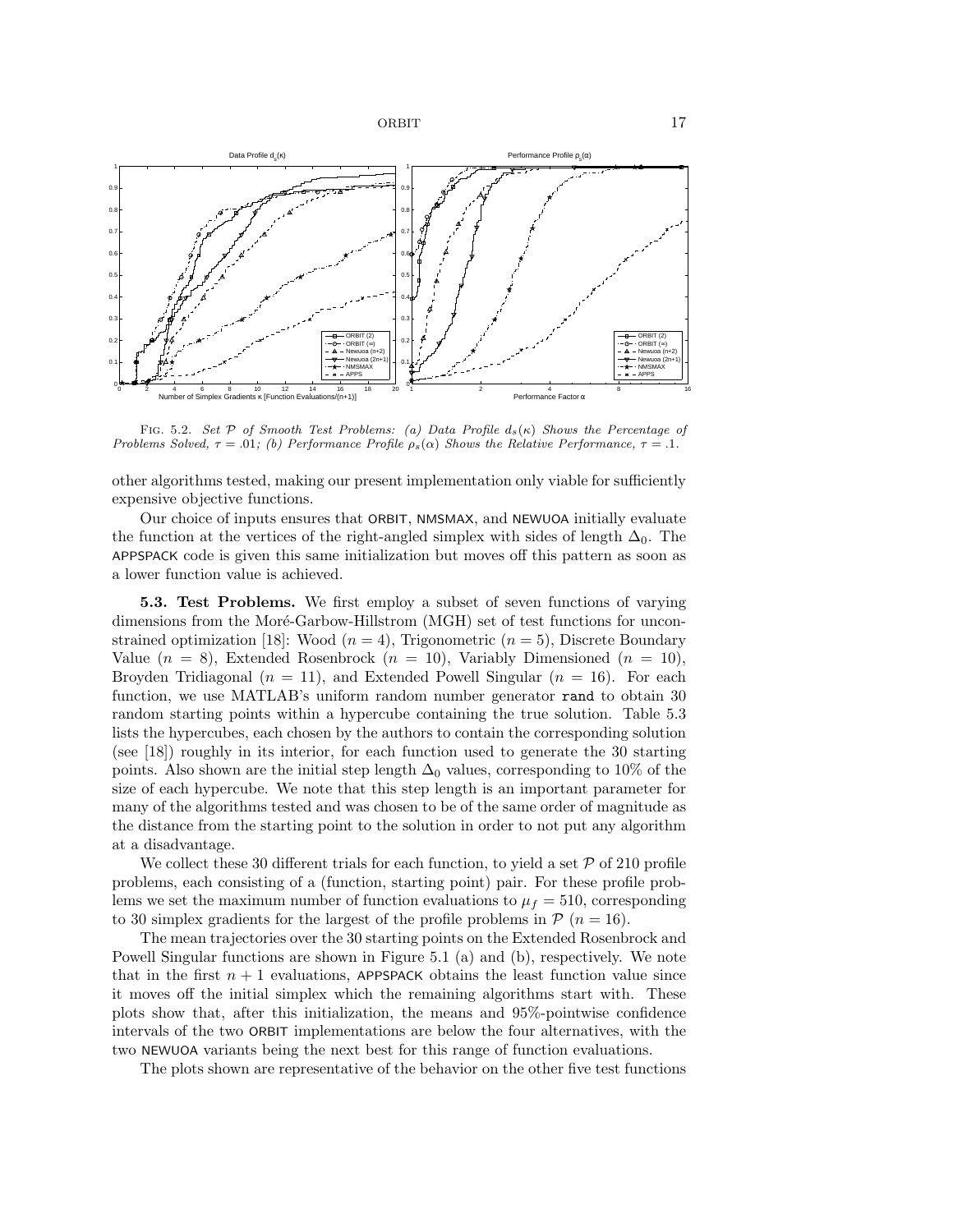Fig. 5.2. *Set $\mathcal{P}$ of Smooth Test Problems: (a) Data Profile $d_s(\kappa)$ Shows the Percentage of Problems Solved, $\tau = .01$; (b) Performance Profile $\rho_s(\alpha)$ Shows the Relative Performance, $\tau = .1$.*

other algorithms tested, making our present implementation only viable for sufficiently expensive objective functions.

Our choice of inputs ensures that ORBIT, NMSMAX, and NEWUOA initially evaluate the function at the vertices of the right-angled simplex with sides of length $\Delta_0$. The APPSPACK code is given this same initialization but moves off this pattern as soon as a lower function value is achieved.

**5.3. Test Problems.** We first employ a subset of seven functions of varying dimensions from the Moré-Garbow-Hillstrom (MGH) set of test functions for unconstrained optimization [18]: Wood ($n = 4$), Trigonometric ($n = 5$), Discrete Boundary Value ($n = 8$), Extended Rosenbrock ($n = 10$), Variably Dimensioned ($n = 10$), Broyden Tridiagonal ($n = 11$), and Extended Powell Singular ($n = 16$). For each function, we use MATLAB's uniform random number generator `rand` to obtain 30 random starting points within a hypercube containing the true solution. Table 5.3 lists the hypercubes, each chosen by the authors to contain the corresponding solution (see [18]) roughly in its interior, for each function used to generate the 30 starting points. Also shown are the initial step length $\Delta_0$ values, corresponding to 10% of the size of each hypercube. We note that this step length is an important parameter for many of the algorithms tested and was chosen to be of the same order of magnitude as the distance from the starting point to the solution in order to not put any algorithm at a disadvantage.

We collect these 30 different trials for each function, to yield a set $\mathcal{P}$ of 210 profile problems, each consisting of a (function, starting point) pair. For these profile problems we set the maximum number of function evaluations to $\mu_f = 510$, corresponding to 30 simplex gradients for the largest of the profile problems in $\mathcal{P}$ ($n = 16$).

The mean trajectories over the 30 starting points on the Extended Rosenbrock and Powell Singular functions are shown in Figure 5.1 (a) and (b), respectively. We note that in the first $n + 1$ evaluations, APPSPACK obtains the least function value since it moves off the initial simplex which the remaining algorithms start with. These plots show that, after this initialization, the means and 95%-pointwise confidence intervals of the two ORBIT implementations are below the four alternatives, with the two NEWUOA variants being the next best for this range of function evaluations.

The plots shown are representative of the behavior on the other five test functions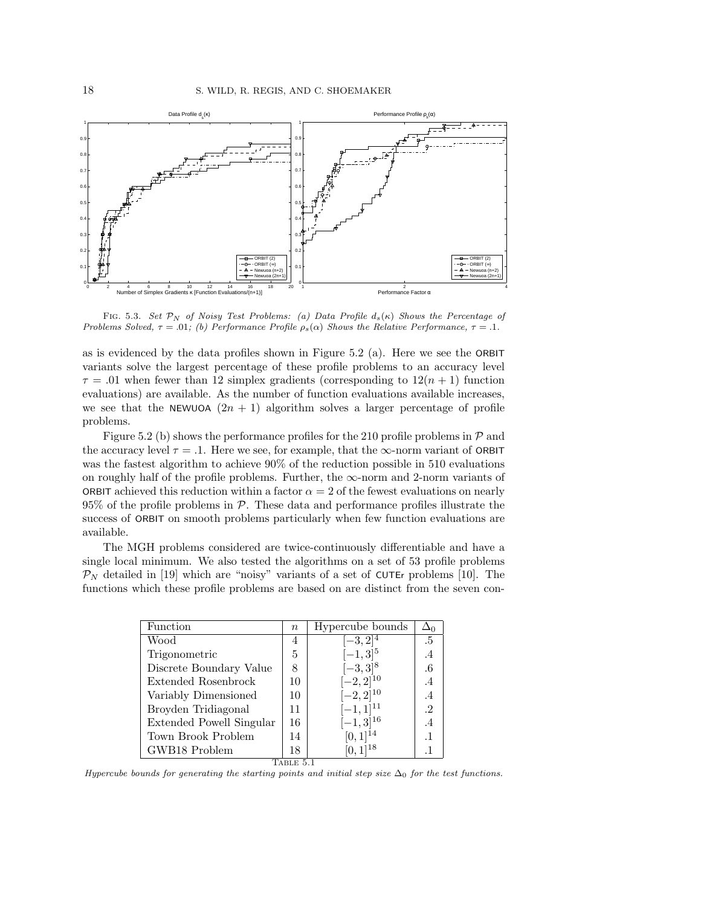Fig. 5.3. *Set $\mathcal{P}_N$ of Noisy Test Problems: (a) Data Profile $d_s(\kappa)$ Shows the Percentage of Problems Solved, $\tau = .01$; (b) Performance Profile $\rho_s(\alpha)$ Shows the Relative Performance, $\tau = .1$.*

as is evidenced by the data profiles shown in Figure 5.2 (a). Here we see the ORBIT variants solve the largest percentage of these profile problems to an accuracy level $\tau = .01$ when fewer than 12 simplex gradients (corresponding to $12(n + 1)$ function evaluations) are available. As the number of function evaluations available increases, we see that the NEWUOA $(2n + 1)$ algorithm solves a larger percentage of profile problems.

Figure 5.2 (b) shows the performance profiles for the 210 profile problems in $\mathcal{P}$ and the accuracy level $\tau = .1$. Here we see, for example, that the $\infty$-norm variant of ORBIT was the fastest algorithm to achieve 90% of the reduction possible in 510 evaluations on roughly half of the profile problems. Further, the $\infty$-norm and 2-norm variants of ORBIT achieved this reduction within a factor $\alpha = 2$ of the fewest evaluations on nearly 95% of the profile problems in $\mathcal{P}$. These data and performance profiles illustrate the success of ORBIT on smooth problems particularly when few function evaluations are available.

The MGH problems considered are twice-continuously differentiable and have a single local minimum. We also tested the algorithms on a set of 53 profile problems $\mathcal{P}_N$ detailed in [19] which are "noisy" variants of a set of CUTEr problems [10]. The functions which these profile problems are based on are distinct from the seven con-

| Function | $n$ | Hypercube bounds | $\Delta_0$ |
|---|---|---|---|
| Wood | 4 | $[-3, 2]^4$ | .5 |
| Trigonometric | 5 | $[-1, 3]^5$ | .4 |
| Discrete Boundary Value | 8 | $[-3, 3]^8$ | .6 |
| Extended Rosenbrock | 10 | $[-2, 2]^{10}$ | .4 |
| Variably Dimensioned | 10 | $[-2, 2]^{10}$ | .4 |
| Broyden Tridiagonal | 11 | $[-1, 1]^{11}$ | .2 |
| Extended Powell Singular | 16 | $[-1, 3]^{16}$ | .4 |
| Town Brook Problem | 14 | $[0, 1]^{14}$ | .1 |
| GWB18 Problem | 18 | $[0, 1]^{18}$ | .1 |

Table 5.1

*Hypercube bounds for generating the starting points and initial step size $\Delta_0$ for the test functions.*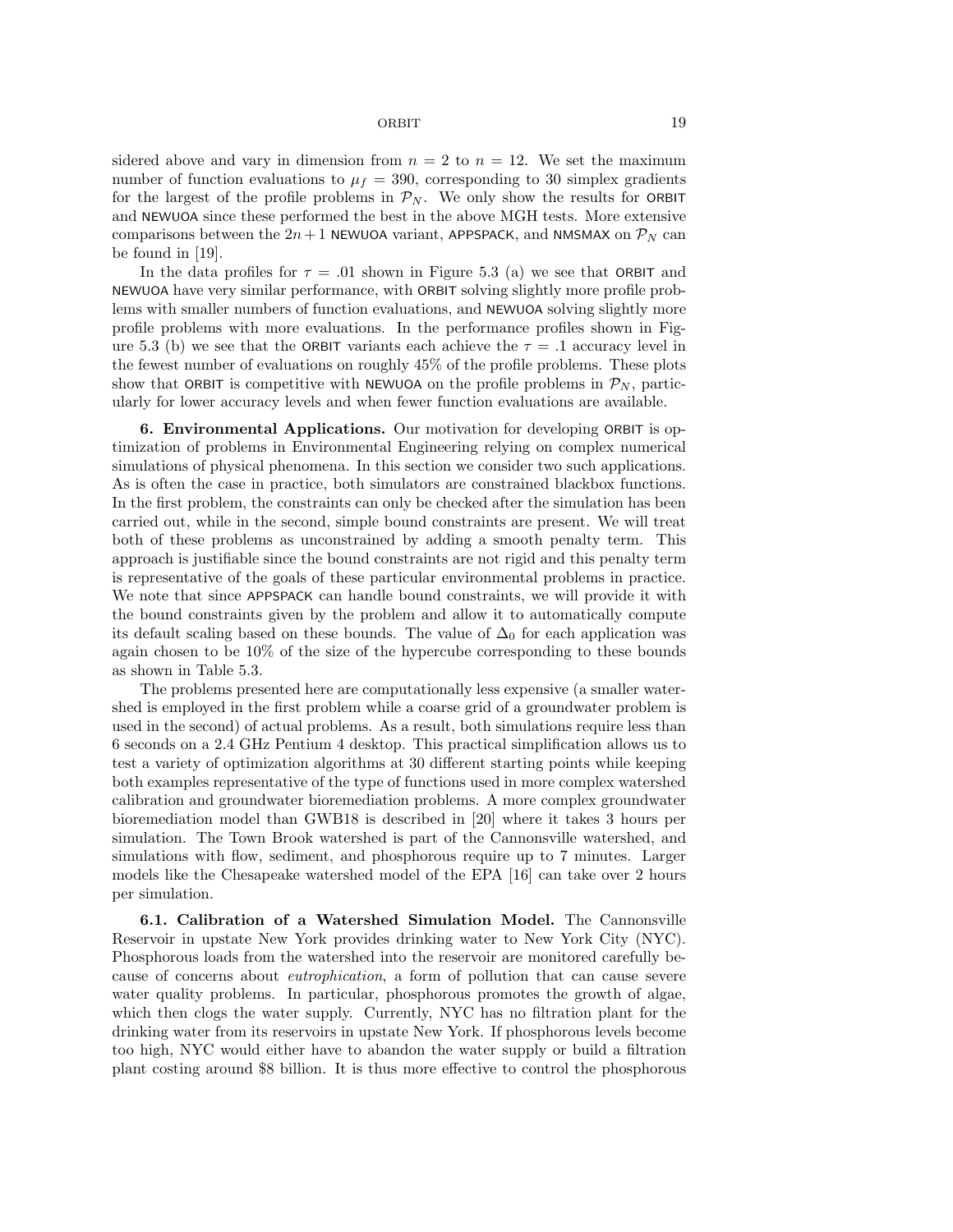sidered above and vary in dimension from $n = 2$ to $n = 12$. We set the maximum number of function evaluations to $\mu_f = 390$, corresponding to 30 simplex gradients for the largest of the profile problems in $\mathcal{P}_N$. We only show the results for ORBIT and NEWUOA since these performed the best in the above MGH tests. More extensive comparisons between the $2n+1$ NEWUOA variant, APPSPACK, and NMSMAX on $\mathcal{P}_N$ can be found in [19].

In the data profiles for $\tau = .01$ shown in Figure 5.3 (a) we see that ORBIT and NEWUOA have very similar performance, with ORBIT solving slightly more profile problems with smaller numbers of function evaluations, and NEWUOA solving slightly more profile problems with more evaluations. In the performance profiles shown in Figure 5.3 (b) we see that the ORBIT variants each achieve the $\tau = .1$ accuracy level in the fewest number of evaluations on roughly 45% of the profile problems. These plots show that ORBIT is competitive with NEWUOA on the profile problems in $\mathcal{P}_N$, particularly for lower accuracy levels and when fewer function evaluations are available.

**6. Environmental Applications.** Our motivation for developing ORBIT is optimization of problems in Environmental Engineering relying on complex numerical simulations of physical phenomena. In this section we consider two such applications. As is often the case in practice, both simulators are constrained blackbox functions. In the first problem, the constraints can only be checked after the simulation has been carried out, while in the second, simple bound constraints are present. We will treat both of these problems as unconstrained by adding a smooth penalty term. This approach is justifiable since the bound constraints are not rigid and this penalty term is representative of the goals of these particular environmental problems in practice. We note that since APPSPACK can handle bound constraints, we will provide it with the bound constraints given by the problem and allow it to automatically compute its default scaling based on these bounds. The value of $\Delta_0$ for each application was again chosen to be 10% of the size of the hypercube corresponding to these bounds as shown in Table 5.3.

The problems presented here are computationally less expensive (a smaller watershed is employed in the first problem while a coarse grid of a groundwater problem is used in the second) of actual problems. As a result, both simulations require less than 6 seconds on a 2.4 GHz Pentium 4 desktop. This practical simplification allows us to test a variety of optimization algorithms at 30 different starting points while keeping both examples representative of the type of functions used in more complex watershed calibration and groundwater bioremediation problems. A more complex groundwater bioremediation model than GWB18 is described in [20] where it takes 3 hours per simulation. The Town Brook watershed is part of the Cannonsville watershed, and simulations with flow, sediment, and phosphorous require up to 7 minutes. Larger models like the Chesapeake watershed model of the EPA [16] can take over 2 hours per simulation.

**6.1. Calibration of a Watershed Simulation Model.** The Cannonsville Reservoir in upstate New York provides drinking water to New York City (NYC). Phosphorous loads from the watershed into the reservoir are monitored carefully because of concerns about *eutrophication*, a form of pollution that can cause severe water quality problems. In particular, phosphorous promotes the growth of algae, which then clogs the water supply. Currently, NYC has no filtration plant for the drinking water from its reservoirs in upstate New York. If phosphorous levels become too high, NYC would either have to abandon the water supply or build a filtration plant costing around \$8 billion. It is thus more effective to control the phosphorous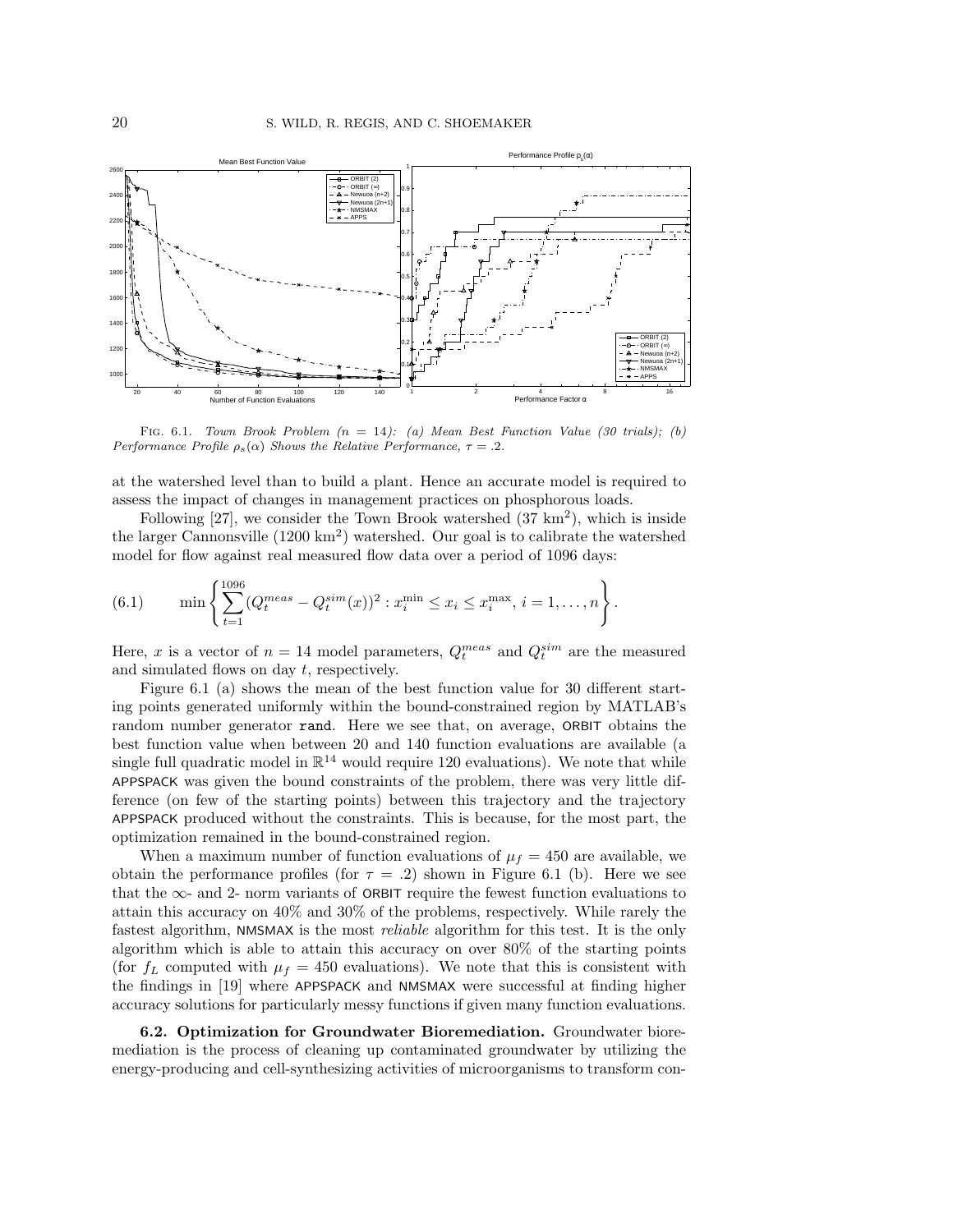Fig. 6.1. *Town Brook Problem ($n = 14$): (a) Mean Best Function Value (30 trials); (b) Performance Profile $\rho_s(\alpha)$ Shows the Relative Performance, $\tau = .2$.*

at the watershed level than to build a plant. Hence an accurate model is required to assess the impact of changes in management practices on phosphorous loads.

Following [27], we consider the Town Brook watershed (37 km$^2$), which is inside the larger Cannonsville (1200 km$^2$) watershed. Our goal is to calibrate the watershed model for flow against real measured flow data over a period of 1096 days:

$$\min \left\{ \sum_{t=1}^{1096} (Q_t^{meas} - Q_t^{sim}(x))^2 : x_i^{\min} \leq x_i \leq x_i^{\max},\ i = 1, \ldots, n \right\}. \tag{6.1}$$

Here, $x$ is a vector of $n = 14$ model parameters, $Q_t^{meas}$ and $Q_t^{sim}$ are the measured and simulated flows on day $t$, respectively.

Figure 6.1 (a) shows the mean of the best function value for 30 different starting points generated uniformly within the bound-constrained region by MATLAB's random number generator `rand`. Here we see that, on average, ORBIT obtains the best function value when between 20 and 140 function evaluations are available (a single full quadratic model in $\mathbb{R}^{14}$ would require 120 evaluations). We note that while APPSPACK was given the bound constraints of the problem, there was very little difference (on few of the starting points) between this trajectory and the trajectory APPSPACK produced without the constraints. This is because, for the most part, the optimization remained in the bound-constrained region.

When a maximum number of function evaluations of $\mu_f = 450$ are available, we obtain the performance profiles (for $\tau = .2$) shown in Figure 6.1 (b). Here we see that the $\infty$- and 2- norm variants of ORBIT require the fewest function evaluations to attain this accuracy on 40% and 30% of the problems, respectively. While rarely the fastest algorithm, NMSMAX is the most *reliable* algorithm for this test. It is the only algorithm which is able to attain this accuracy on over 80% of the starting points (for $f_L$ computed with $\mu_f = 450$ evaluations). We note that this is consistent with the findings in [19] where APPSPACK and NMSMAX were successful at finding higher accuracy solutions for particularly messy functions if given many function evaluations.

**6.2. Optimization for Groundwater Bioremediation.** Groundwater bioremediation is the process of cleaning up contaminated groundwater by utilizing the energy-producing and cell-synthesizing activities of microorganisms to transform con-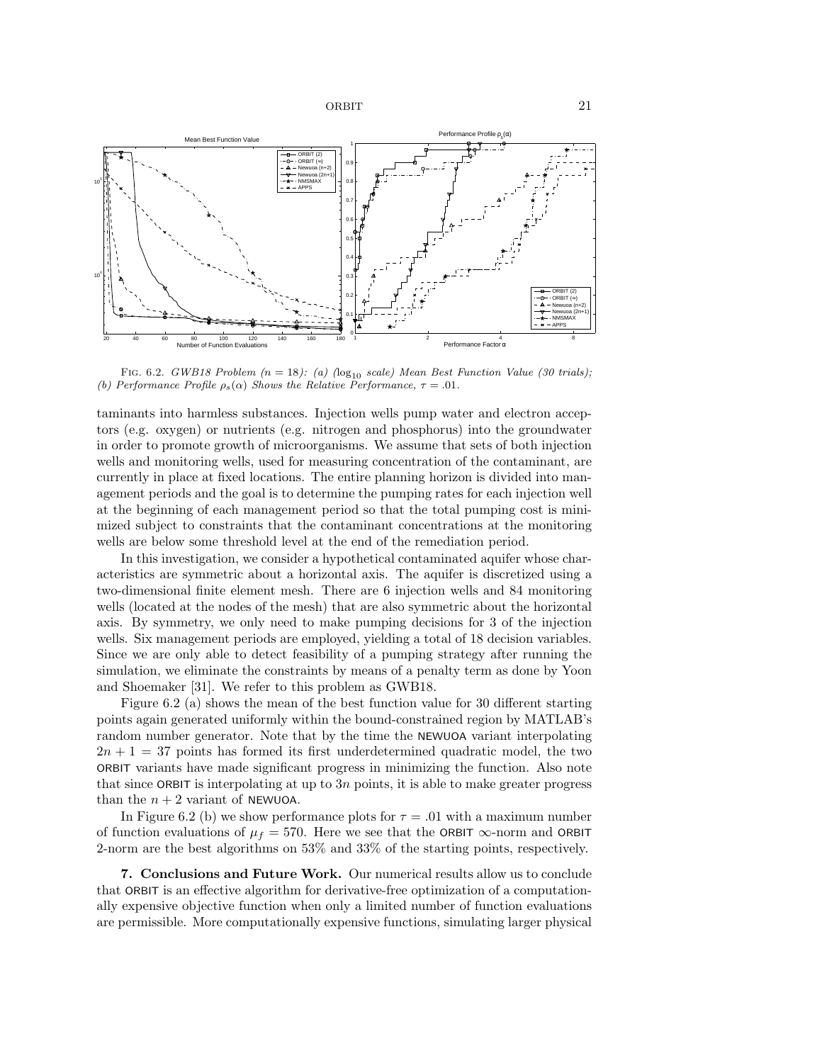Fig. 6.2. *GWB18 Problem ($n = 18$): (a) ($\log_{10}$ scale) Mean Best Function Value (30 trials); (b) Performance Profile $\rho_s(\alpha)$ Shows the Relative Performance, $\tau = .01$.*

taminants into harmless substances. Injection wells pump water and electron acceptors (e.g. oxygen) or nutrients (e.g. nitrogen and phosphorus) into the groundwater in order to promote growth of microorganisms. We assume that sets of both injection wells and monitoring wells, used for measuring concentration of the contaminant, are currently in place at fixed locations. The entire planning horizon is divided into management periods and the goal is to determine the pumping rates for each injection well at the beginning of each management period so that the total pumping cost is minimized subject to constraints that the contaminant concentrations at the monitoring wells are below some threshold level at the end of the remediation period.

In this investigation, we consider a hypothetical contaminated aquifer whose characteristics are symmetric about a horizontal axis. The aquifer is discretized using a two-dimensional finite element mesh. There are 6 injection wells and 84 monitoring wells (located at the nodes of the mesh) that are also symmetric about the horizontal axis. By symmetry, we only need to make pumping decisions for 3 of the injection wells. Six management periods are employed, yielding a total of 18 decision variables. Since we are only able to detect feasibility of a pumping strategy after running the simulation, we eliminate the constraints by means of a penalty term as done by Yoon and Shoemaker [31]. We refer to this problem as GWB18.

Figure 6.2 (a) shows the mean of the best function value for 30 different starting points again generated uniformly within the bound-constrained region by MATLAB's random number generator. Note that by the time the NEWUOA variant interpolating $2n + 1 = 37$ points has formed its first underdetermined quadratic model, the two ORBIT variants have made significant progress in minimizing the function. Also note that since ORBIT is interpolating at up to $3n$ points, it is able to make greater progress than the $n + 2$ variant of NEWUOA.

In Figure 6.2 (b) we show performance plots for $\tau = .01$ with a maximum number of function evaluations of $\mu_f = 570$. Here we see that the ORBIT $\infty$-norm and ORBIT 2-norm are the best algorithms on 53% and 33% of the starting points, respectively.

**7. Conclusions and Future Work.** Our numerical results allow us to conclude that ORBIT is an effective algorithm for derivative-free optimization of a computationally expensive objective function when only a limited number of function evaluations are permissible. More computationally expensive functions, simulating larger physical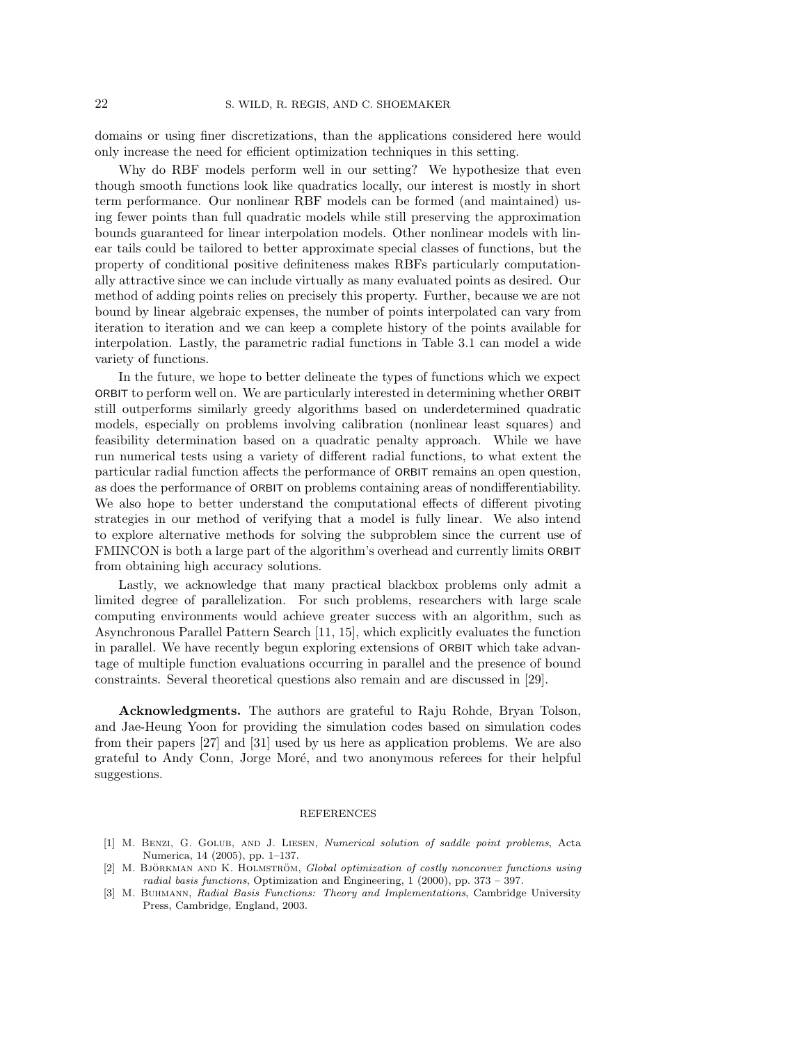domains or using finer discretizations, than the applications considered here would only increase the need for efficient optimization techniques in this setting.

Why do RBF models perform well in our setting? We hypothesize that even though smooth functions look like quadratics locally, our interest is mostly in short term performance. Our nonlinear RBF models can be formed (and maintained) using fewer points than full quadratic models while still preserving the approximation bounds guaranteed for linear interpolation models. Other nonlinear models with linear tails could be tailored to better approximate special classes of functions, but the property of conditional positive definiteness makes RBFs particularly computationally attractive since we can include virtually as many evaluated points as desired. Our method of adding points relies on precisely this property. Further, because we are not bound by linear algebraic expenses, the number of points interpolated can vary from iteration to iteration and we can keep a complete history of the points available for interpolation. Lastly, the parametric radial functions in Table 3.1 can model a wide variety of functions.

In the future, we hope to better delineate the types of functions which we expect ORBIT to perform well on. We are particularly interested in determining whether ORBIT still outperforms similarly greedy algorithms based on underdetermined quadratic models, especially on problems involving calibration (nonlinear least squares) and feasibility determination based on a quadratic penalty approach. While we have run numerical tests using a variety of different radial functions, to what extent the particular radial function affects the performance of ORBIT remains an open question, as does the performance of ORBIT on problems containing areas of nondifferentiability. We also hope to better understand the computational effects of different pivoting strategies in our method of verifying that a model is fully linear. We also intend to explore alternative methods for solving the subproblem since the current use of FMINCON is both a large part of the algorithm's overhead and currently limits ORBIT from obtaining high accuracy solutions.

Lastly, we acknowledge that many practical blackbox problems only admit a limited degree of parallelization. For such problems, researchers with large scale computing environments would achieve greater success with an algorithm, such as Asynchronous Parallel Pattern Search [11, 15], which explicitly evaluates the function in parallel. We have recently begun exploring extensions of ORBIT which take advantage of multiple function evaluations occurring in parallel and the presence of bound constraints. Several theoretical questions also remain and are discussed in [29].

**Acknowledgments.** The authors are grateful to Raju Rohde, Bryan Tolson, and Jae-Heung Yoon for providing the simulation codes based on simulation codes from their papers [27] and [31] used by us here as application problems. We are also grateful to Andy Conn, Jorge Moré, and two anonymous referees for their helpful suggestions.

## REFERENCES

[1] M. Benzi, G. Golub, and J. Liesen, *Numerical solution of saddle point problems*, Acta Numerica, 14 (2005), pp. 1–137.

[2] M. Björkman and K. Holmström, *Global optimization of costly nonconvex functions using radial basis functions*, Optimization and Engineering, 1 (2000), pp. 373 – 397.

[3] M. Buhmann, *Radial Basis Functions: Theory and Implementations*, Cambridge University Press, Cambridge, England, 2003.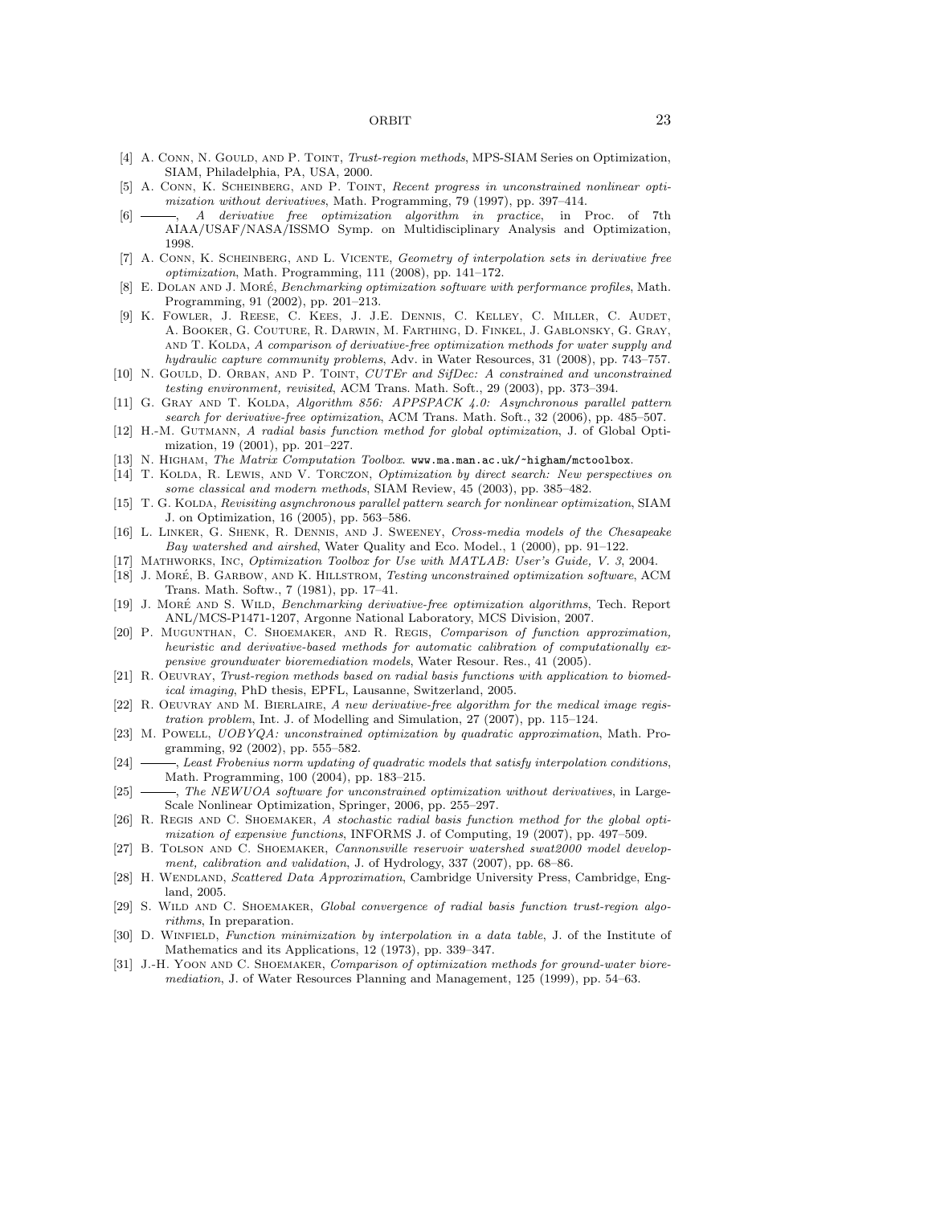[4] A. Conn, N. Gould, and P. Toint, *Trust-region methods*, MPS-SIAM Series on Optimization, SIAM, Philadelphia, PA, USA, 2000.

[5] A. Conn, K. Scheinberg, and P. Toint, *Recent progress in unconstrained nonlinear optimization without derivatives*, Math. Programming, 79 (1997), pp. 397–414.

[6] ———, *A derivative free optimization algorithm in practice*, in Proc. of 7th AIAA/USAF/NASA/ISSMO Symp. on Multidisciplinary Analysis and Optimization, 1998.

[7] A. Conn, K. Scheinberg, and L. Vicente, *Geometry of interpolation sets in derivative free optimization*, Math. Programming, 111 (2008), pp. 141–172.

[8] E. Dolan and J. Moré, *Benchmarking optimization software with performance profiles*, Math. Programming, 91 (2002), pp. 201–213.

[9] K. Fowler, J. Reese, C. Kees, J. J.E. Dennis, C. Kelley, C. Miller, C. Audet, A. Booker, G. Couture, R. Darwin, M. Farthing, D. Finkel, J. Gablonsky, G. Gray, and T. Kolda, *A comparison of derivative-free optimization methods for water supply and hydraulic capture community problems*, Adv. in Water Resources, 31 (2008), pp. 743–757.

[10] N. Gould, D. Orban, and P. Toint, *CUTEr and SifDec: A constrained and unconstrained testing environment, revisited*, ACM Trans. Math. Soft., 29 (2003), pp. 373–394.

[11] G. Gray and T. Kolda, *Algorithm 856: APPSPACK 4.0: Asynchronous parallel pattern search for derivative-free optimization*, ACM Trans. Math. Soft., 32 (2006), pp. 485–507.

[12] H.-M. Gutmann, *A radial basis function method for global optimization*, J. of Global Optimization, 19 (2001), pp. 201–227.

[13] N. Higham, *The Matrix Computation Toolbox*. www.ma.man.ac.uk/~higham/mctoolbox.

[14] T. Kolda, R. Lewis, and V. Torczon, *Optimization by direct search: New perspectives on some classical and modern methods*, SIAM Review, 45 (2003), pp. 385–482.

[15] T. G. Kolda, *Revisiting asynchronous parallel pattern search for nonlinear optimization*, SIAM J. on Optimization, 16 (2005), pp. 563–586.

[16] L. Linker, G. Shenk, R. Dennis, and J. Sweeney, *Cross-media models of the Chesapeake Bay watershed and airshed*, Water Quality and Eco. Model., 1 (2000), pp. 91–122.

[17] Mathworks, Inc, *Optimization Toolbox for Use with MATLAB: User's Guide, V. 3*, 2004.

[18] J. Moré, B. Garbow, and K. Hillstrom, *Testing unconstrained optimization software*, ACM Trans. Math. Softw., 7 (1981), pp. 17–41.

[19] J. Moré and S. Wild, *Benchmarking derivative-free optimization algorithms*, Tech. Report ANL/MCS-P1471-1207, Argonne National Laboratory, MCS Division, 2007.

[20] P. Mugunthan, C. Shoemaker, and R. Regis, *Comparison of function approximation, heuristic and derivative-based methods for automatic calibration of computationally expensive groundwater bioremediation models*, Water Resour. Res., 41 (2005).

[21] R. Oeuvray, *Trust-region methods based on radial basis functions with application to biomedical imaging*, PhD thesis, EPFL, Lausanne, Switzerland, 2005.

[22] R. Oeuvray and M. Bierlaire, *A new derivative-free algorithm for the medical image registration problem*, Int. J. of Modelling and Simulation, 27 (2007), pp. 115–124.

[23] M. Powell, *UOBYQA: unconstrained optimization by quadratic approximation*, Math. Programming, 92 (2002), pp. 555–582.

[24] ———, *Least Frobenius norm updating of quadratic models that satisfy interpolation conditions*, Math. Programming, 100 (2004), pp. 183–215.

[25] ———, *The NEWUOA software for unconstrained optimization without derivatives*, in Large-Scale Nonlinear Optimization, Springer, 2006, pp. 255–297.

[26] R. Regis and C. Shoemaker, *A stochastic radial basis function method for the global optimization of expensive functions*, INFORMS J. of Computing, 19 (2007), pp. 497–509.

[27] B. Tolson and C. Shoemaker, *Cannonsville reservoir watershed swat2000 model development, calibration and validation*, J. of Hydrology, 337 (2007), pp. 68–86.

[28] H. Wendland, *Scattered Data Approximation*, Cambridge University Press, Cambridge, England, 2005.

[29] S. Wild and C. Shoemaker, *Global convergence of radial basis function trust-region algorithms*, In preparation.

[30] D. Winfield, *Function minimization by interpolation in a data table*, J. of the Institute of Mathematics and its Applications, 12 (1973), pp. 339–347.

[31] J.-H. Yoon and C. Shoemaker, *Comparison of optimization methods for ground-water bioremediation*, J. of Water Resources Planning and Management, 125 (1999), pp. 54–63.